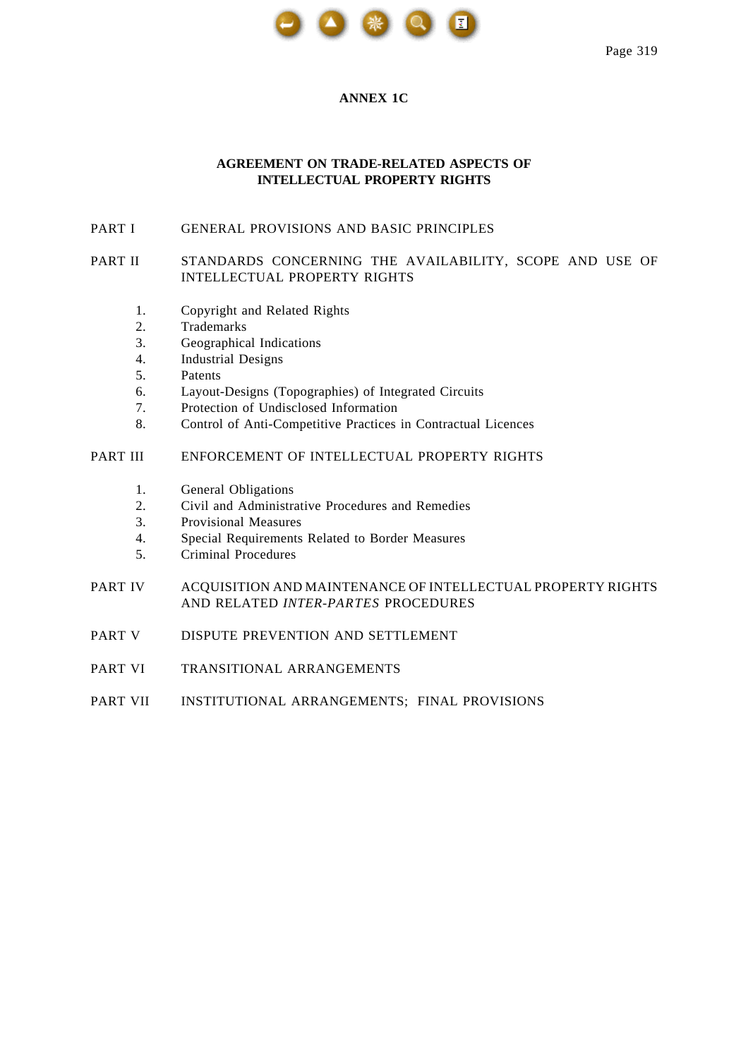## ANNEX 1C

# AGREEMENT ON TRADE-RELATED ASPECTS OF INTELLECTUAL PROPERTY RIGHTS

PART I GENERAL PROVISIONS AND BASIC PRINCIPLES

PART II STANDARDS CONCERNING THE AVAILABILITY, SCOPE AND USE OF INTELLECTUAL PROPERTY RIGHTS

1. Copyright and Related Rights
2. Trademarks
3. Geographical Indications
4. Industrial Designs
5. Patents
6. Layout-Designs (Topographies) of Integrated Circuits
7. Protection of Undisclosed Information
8. Control of Anti-Competitive Practices in Contractual Licences

PART III ENFORCEMENT OF INTELLECTUAL PROPERTY RIGHTS

1. General Obligations
2. Civil and Administrative Procedures and Remedies
3. Provisional Measures
4. Special Requirements Related to Border Measures
5. Criminal Procedures

PART IV ACQUISITION AND MAINTENANCE OF INTELLECTUAL PROPERTY RIGHTS AND RELATED *INTER-PARTES* PROCEDURES

PART V DISPUTE PREVENTION AND SETTLEMENT

PART VI TRANSITIONAL ARRANGEMENTS

PART VII INSTITUTIONAL ARRANGEMENTS; FINAL PROVISIONS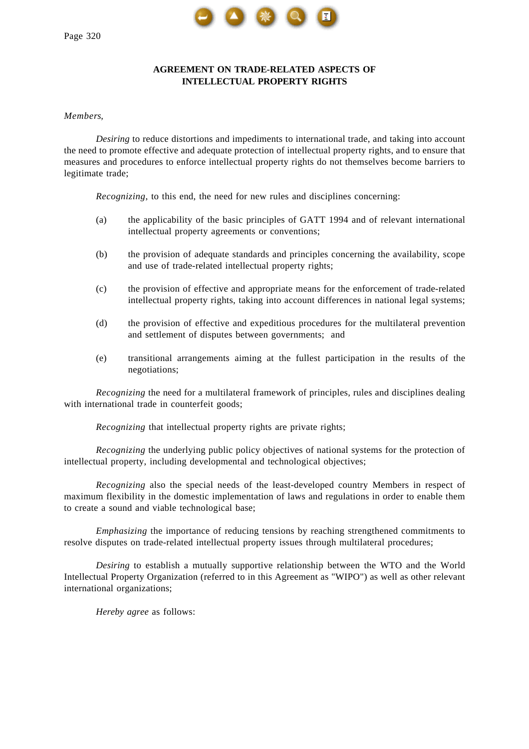# AGREEMENT ON TRADE-RELATED ASPECTS OF INTELLECTUAL PROPERTY RIGHTS

*Members,*

*Desiring* to reduce distortions and impediments to international trade, and taking into account the need to promote effective and adequate protection of intellectual property rights, and to ensure that measures and procedures to enforce intellectual property rights do not themselves become barriers to legitimate trade;

*Recognizing*, to this end, the need for new rules and disciplines concerning:

(a) the applicability of the basic principles of GATT 1994 and of relevant international intellectual property agreements or conventions;

(b) the provision of adequate standards and principles concerning the availability, scope and use of trade-related intellectual property rights;

(c) the provision of effective and appropriate means for the enforcement of trade-related intellectual property rights, taking into account differences in national legal systems;

(d) the provision of effective and expeditious procedures for the multilateral prevention and settlement of disputes between governments; and

(e) transitional arrangements aiming at the fullest participation in the results of the negotiations;

*Recognizing* the need for a multilateral framework of principles, rules and disciplines dealing with international trade in counterfeit goods;

*Recognizing* that intellectual property rights are private rights;

*Recognizing* the underlying public policy objectives of national systems for the protection of intellectual property, including developmental and technological objectives;

*Recognizing* also the special needs of the least-developed country Members in respect of maximum flexibility in the domestic implementation of laws and regulations in order to enable them to create a sound and viable technological base;

*Emphasizing* the importance of reducing tensions by reaching strengthened commitments to resolve disputes on trade-related intellectual property issues through multilateral procedures;

*Desiring* to establish a mutually supportive relationship between the WTO and the World Intellectual Property Organization (referred to in this Agreement as "WIPO") as well as other relevant international organizations;

*Hereby agree* as follows: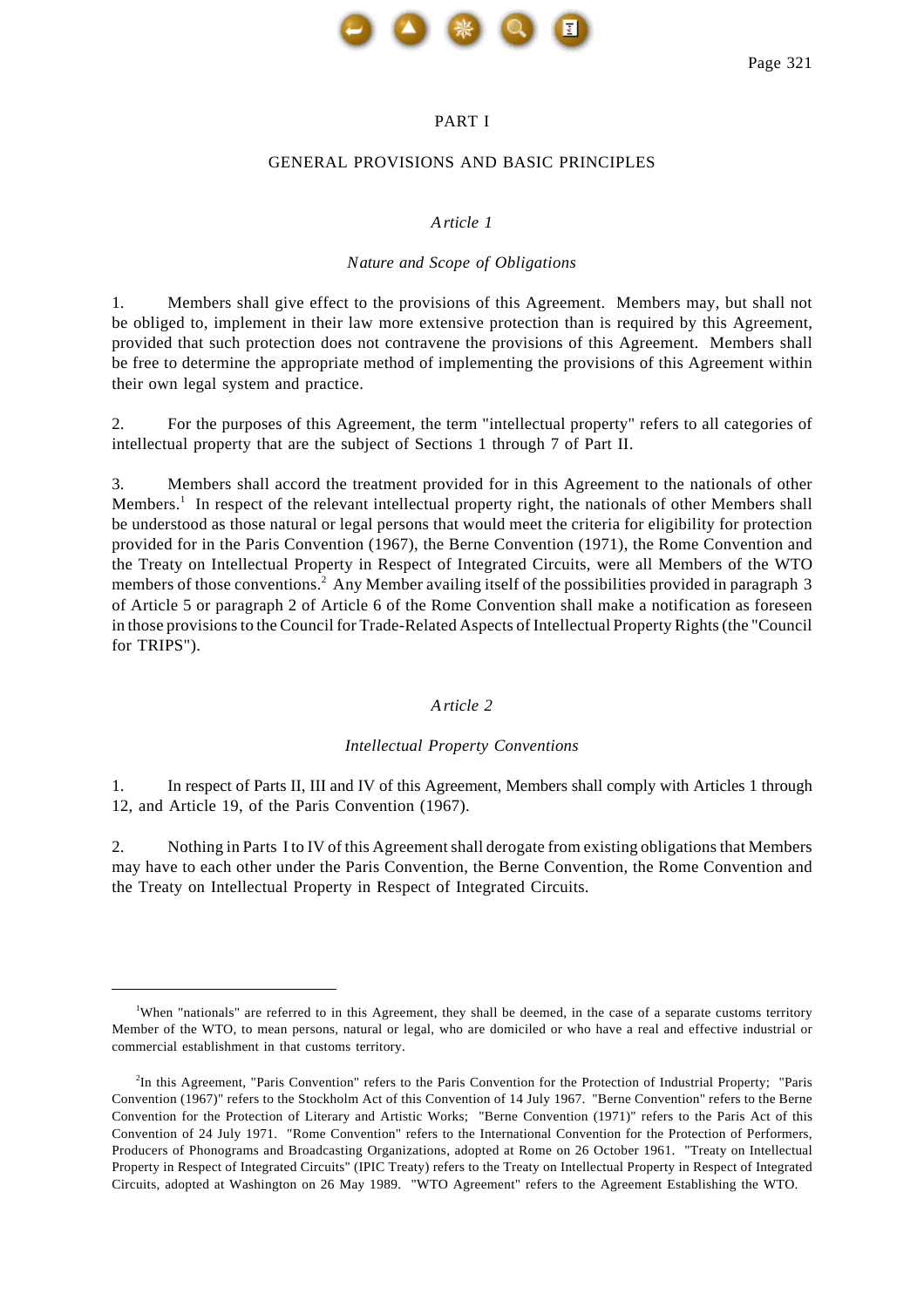# PART I

## GENERAL PROVISIONS AND BASIC PRINCIPLES

### *Article 1*

### *Nature and Scope of Obligations*

1. Members shall give effect to the provisions of this Agreement. Members may, but shall not be obliged to, implement in their law more extensive protection than is required by this Agreement, provided that such protection does not contravene the provisions of this Agreement. Members shall be free to determine the appropriate method of implementing the provisions of this Agreement within their own legal system and practice.

2. For the purposes of this Agreement, the term "intellectual property" refers to all categories of intellectual property that are the subject of Sections 1 through 7 of Part II.

3. Members shall accord the treatment provided for in this Agreement to the nationals of other Members.[1] In respect of the relevant intellectual property right, the nationals of other Members shall be understood as those natural or legal persons that would meet the criteria for eligibility for protection provided for in the Paris Convention (1967), the Berne Convention (1971), the Rome Convention and the Treaty on Intellectual Property in Respect of Integrated Circuits, were all Members of the WTO members of those conventions.[2] Any Member availing itself of the possibilities provided in paragraph 3 of Article 5 or paragraph 2 of Article 6 of the Rome Convention shall make a notification as foreseen in those provisions to the Council for Trade-Related Aspects of Intellectual Property Rights (the "Council for TRIPS").

### *Article 2*

### *Intellectual Property Conventions*

1. In respect of Parts II, III and IV of this Agreement, Members shall comply with Articles 1 through 12, and Article 19, of the Paris Convention (1967).

2. Nothing in Parts I to IV of this Agreement shall derogate from existing obligations that Members may have to each other under the Paris Convention, the Berne Convention, the Rome Convention and the Treaty on Intellectual Property in Respect of Integrated Circuits.

---

[1] When "nationals" are referred to in this Agreement, they shall be deemed, in the case of a separate customs territory Member of the WTO, to mean persons, natural or legal, who are domiciled or who have a real and effective industrial or commercial establishment in that customs territory.

[2] In this Agreement, "Paris Convention" refers to the Paris Convention for the Protection of Industrial Property; "Paris Convention (1967)" refers to the Stockholm Act of this Convention of 14 July 1967. "Berne Convention" refers to the Berne Convention for the Protection of Literary and Artistic Works; "Berne Convention (1971)" refers to the Paris Act of this Convention of 24 July 1971. "Rome Convention" refers to the International Convention for the Protection of Performers, Producers of Phonograms and Broadcasting Organizations, adopted at Rome on 26 October 1961. "Treaty on Intellectual Property in Respect of Integrated Circuits" (IPIC Treaty) refers to the Treaty on Intellectual Property in Respect of Integrated Circuits, adopted at Washington on 26 May 1989. "WTO Agreement" refers to the Agreement Establishing the WTO.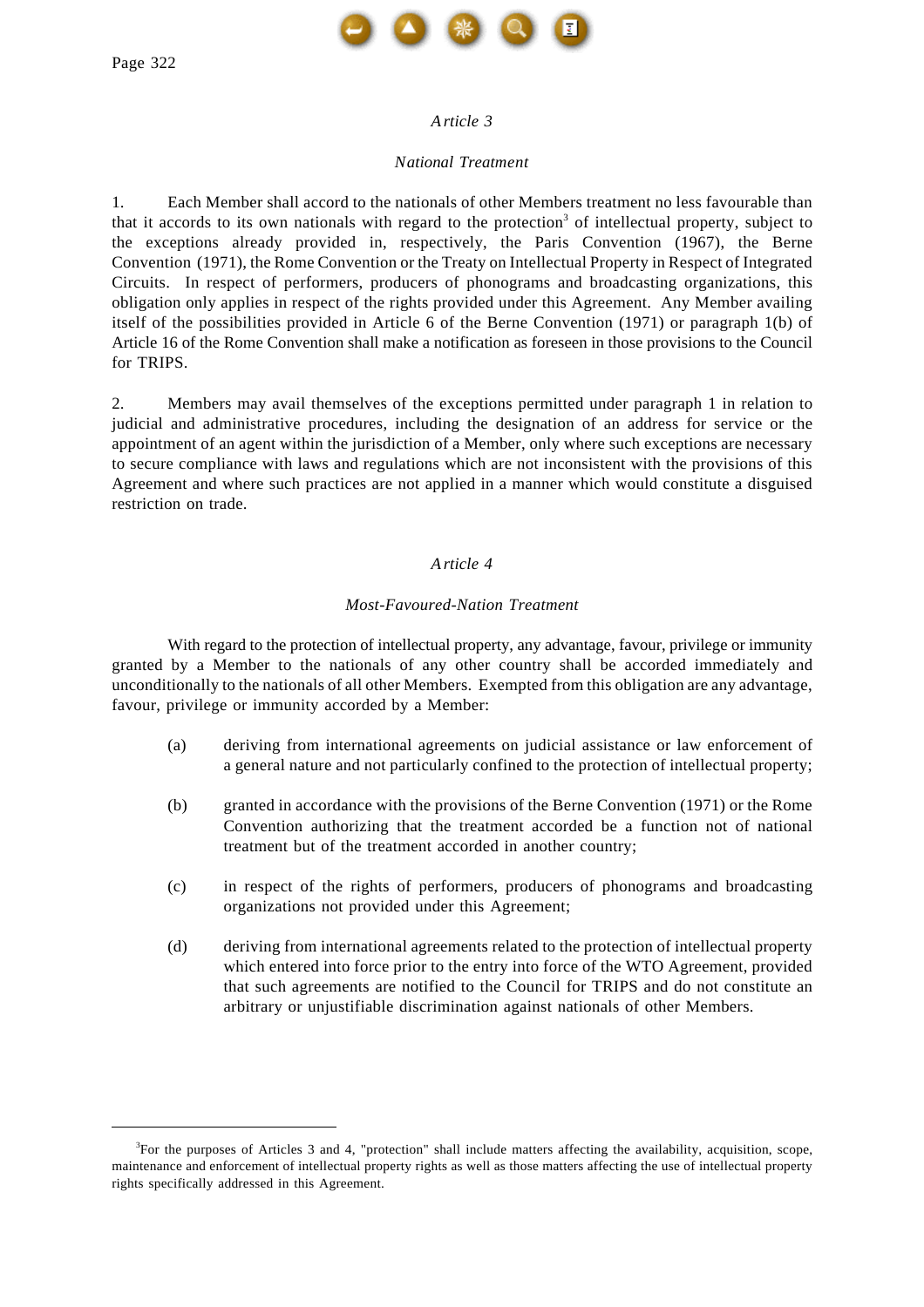*Article 3*

*National Treatment*

1. Each Member shall accord to the nationals of other Members treatment no less favourable than that it accords to its own nationals with regard to the protection[3] of intellectual property, subject to the exceptions already provided in, respectively, the Paris Convention (1967), the Berne Convention (1971), the Rome Convention or the Treaty on Intellectual Property in Respect of Integrated Circuits. In respect of performers, producers of phonograms and broadcasting organizations, this obligation only applies in respect of the rights provided under this Agreement. Any Member availing itself of the possibilities provided in Article 6 of the Berne Convention (1971) or paragraph 1(b) of Article 16 of the Rome Convention shall make a notification as foreseen in those provisions to the Council for TRIPS.

2. Members may avail themselves of the exceptions permitted under paragraph 1 in relation to judicial and administrative procedures, including the designation of an address for service or the appointment of an agent within the jurisdiction of a Member, only where such exceptions are necessary to secure compliance with laws and regulations which are not inconsistent with the provisions of this Agreement and where such practices are not applied in a manner which would constitute a disguised restriction on trade.

*Article 4*

*Most-Favoured-Nation Treatment*

With regard to the protection of intellectual property, any advantage, favour, privilege or immunity granted by a Member to the nationals of any other country shall be accorded immediately and unconditionally to the nationals of all other Members. Exempted from this obligation are any advantage, favour, privilege or immunity accorded by a Member:

(a) deriving from international agreements on judicial assistance or law enforcement of a general nature and not particularly confined to the protection of intellectual property;

(b) granted in accordance with the provisions of the Berne Convention (1971) or the Rome Convention authorizing that the treatment accorded be a function not of national treatment but of the treatment accorded in another country;

(c) in respect of the rights of performers, producers of phonograms and broadcasting organizations not provided under this Agreement;

(d) deriving from international agreements related to the protection of intellectual property which entered into force prior to the entry into force of the WTO Agreement, provided that such agreements are notified to the Council for TRIPS and do not constitute an arbitrary or unjustifiable discrimination against nationals of other Members.

---

[3] For the purposes of Articles 3 and 4, "protection" shall include matters affecting the availability, acquisition, scope, maintenance and enforcement of intellectual property rights as well as those matters affecting the use of intellectual property rights specifically addressed in this Agreement.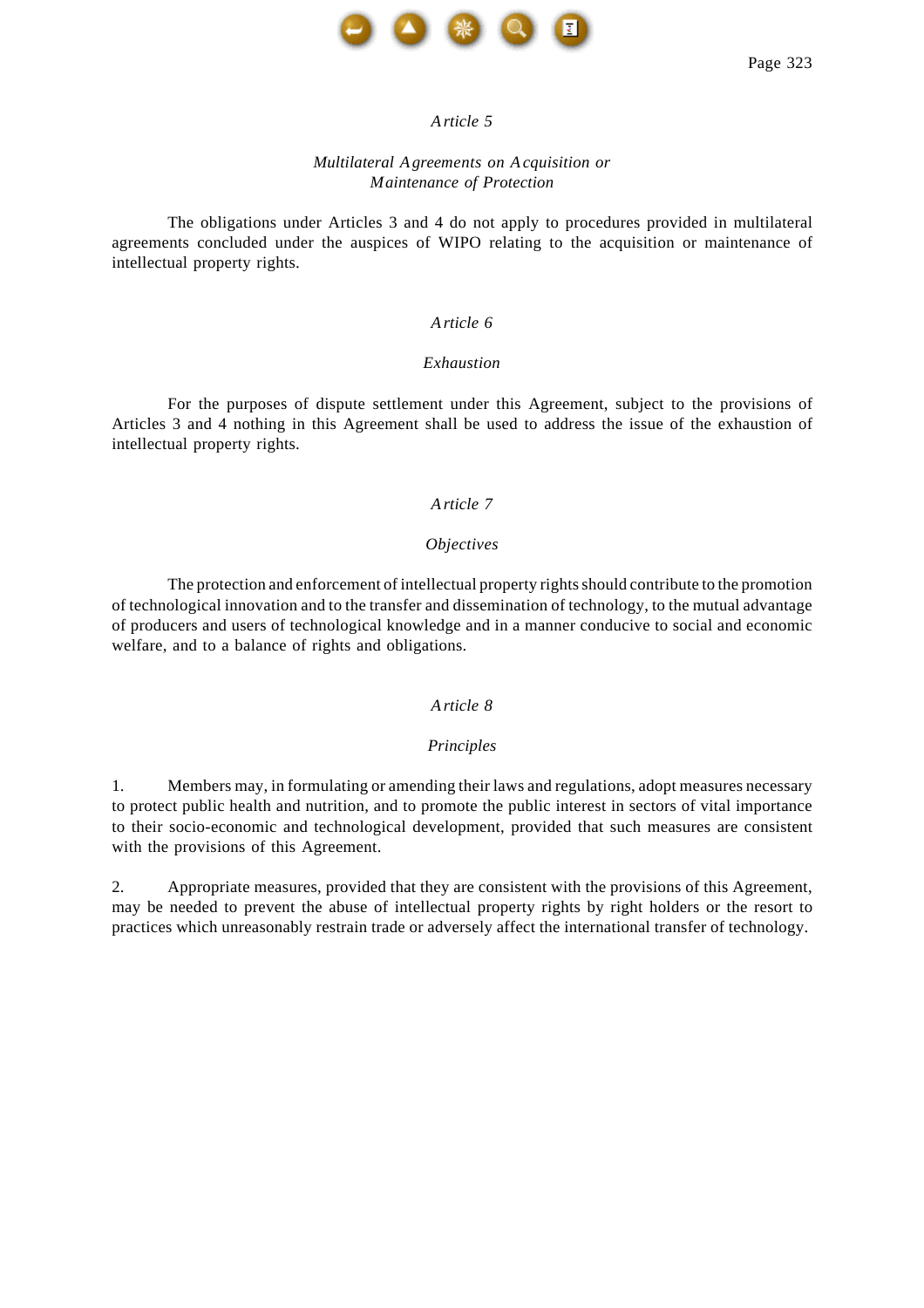## *Article 5*

### *Multilateral Agreements on Acquisition or Maintenance of Protection*

The obligations under Articles 3 and 4 do not apply to procedures provided in multilateral agreements concluded under the auspices of WIPO relating to the acquisition or maintenance of intellectual property rights.

## *Article 6*

### *Exhaustion*

For the purposes of dispute settlement under this Agreement, subject to the provisions of Articles 3 and 4 nothing in this Agreement shall be used to address the issue of the exhaustion of intellectual property rights.

## *Article 7*

### *Objectives*

The protection and enforcement of intellectual property rights should contribute to the promotion of technological innovation and to the transfer and dissemination of technology, to the mutual advantage of producers and users of technological knowledge and in a manner conducive to social and economic welfare, and to a balance of rights and obligations.

## *Article 8*

### *Principles*

1. Members may, in formulating or amending their laws and regulations, adopt measures necessary to protect public health and nutrition, and to promote the public interest in sectors of vital importance to their socio-economic and technological development, provided that such measures are consistent with the provisions of this Agreement.

2. Appropriate measures, provided that they are consistent with the provisions of this Agreement, may be needed to prevent the abuse of intellectual property rights by right holders or the resort to practices which unreasonably restrain trade or adversely affect the international transfer of technology.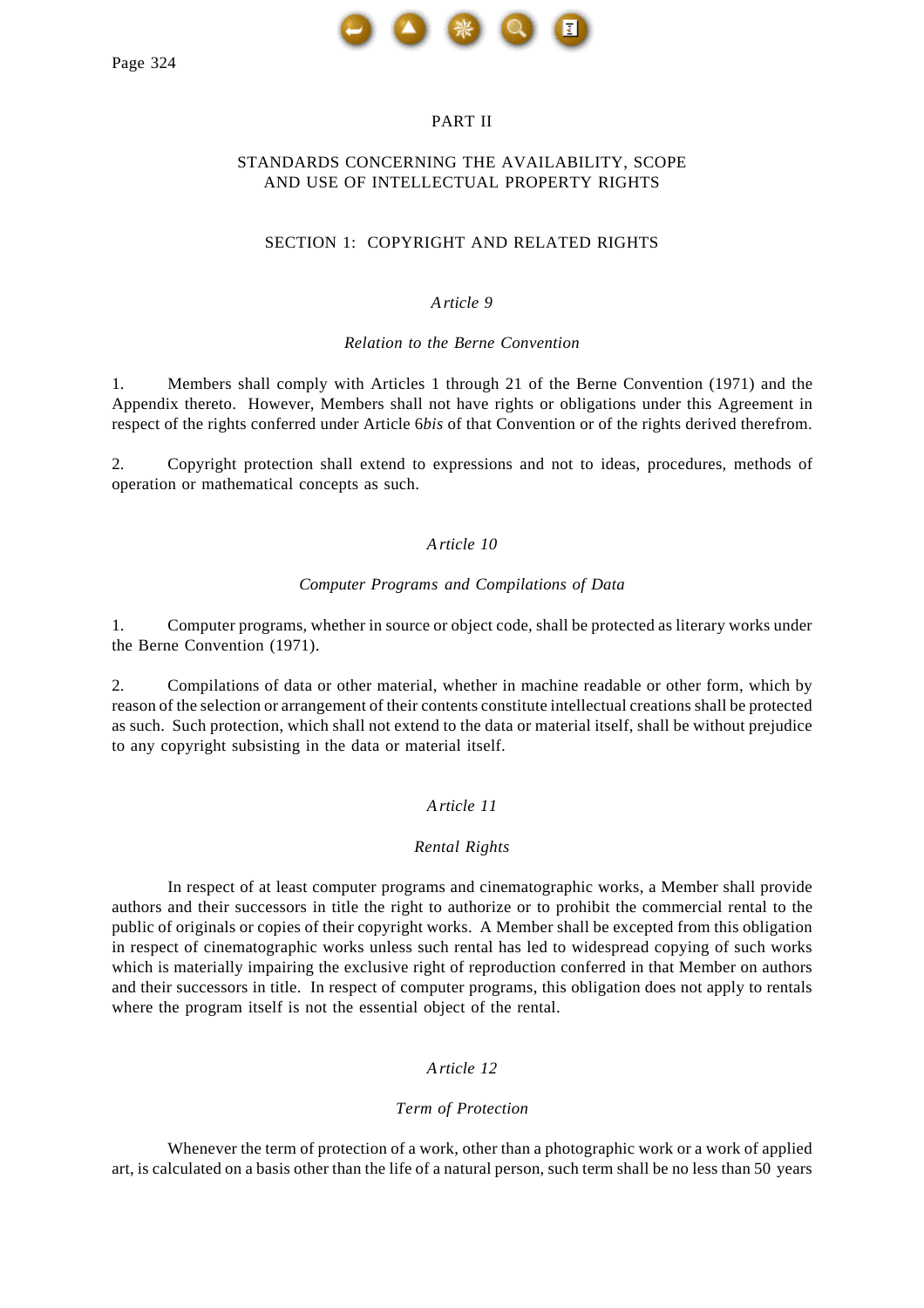# PART II

## STANDARDS CONCERNING THE AVAILABILITY, SCOPE AND USE OF INTELLECTUAL PROPERTY RIGHTS

## SECTION 1: COPYRIGHT AND RELATED RIGHTS

### *Article 9*

### *Relation to the Berne Convention*

1. Members shall comply with Articles 1 through 21 of the Berne Convention (1971) and the Appendix thereto. However, Members shall not have rights or obligations under this Agreement in respect of the rights conferred under Article 6*bis* of that Convention or of the rights derived therefrom.

2. Copyright protection shall extend to expressions and not to ideas, procedures, methods of operation or mathematical concepts as such.

### *Article 10*

### *Computer Programs and Compilations of Data*

1. Computer programs, whether in source or object code, shall be protected as literary works under the Berne Convention (1971).

2. Compilations of data or other material, whether in machine readable or other form, which by reason of the selection or arrangement of their contents constitute intellectual creations shall be protected as such. Such protection, which shall not extend to the data or material itself, shall be without prejudice to any copyright subsisting in the data or material itself.

### *Article 11*

### *Rental Rights*

In respect of at least computer programs and cinematographic works, a Member shall provide authors and their successors in title the right to authorize or to prohibit the commercial rental to the public of originals or copies of their copyright works. A Member shall be excepted from this obligation in respect of cinematographic works unless such rental has led to widespread copying of such works which is materially impairing the exclusive right of reproduction conferred in that Member on authors and their successors in title. In respect of computer programs, this obligation does not apply to rentals where the program itself is not the essential object of the rental.

### *Article 12*

### *Term of Protection*

Whenever the term of protection of a work, other than a photographic work or a work of applied art, is calculated on a basis other than the life of a natural person, such term shall be no less than 50 years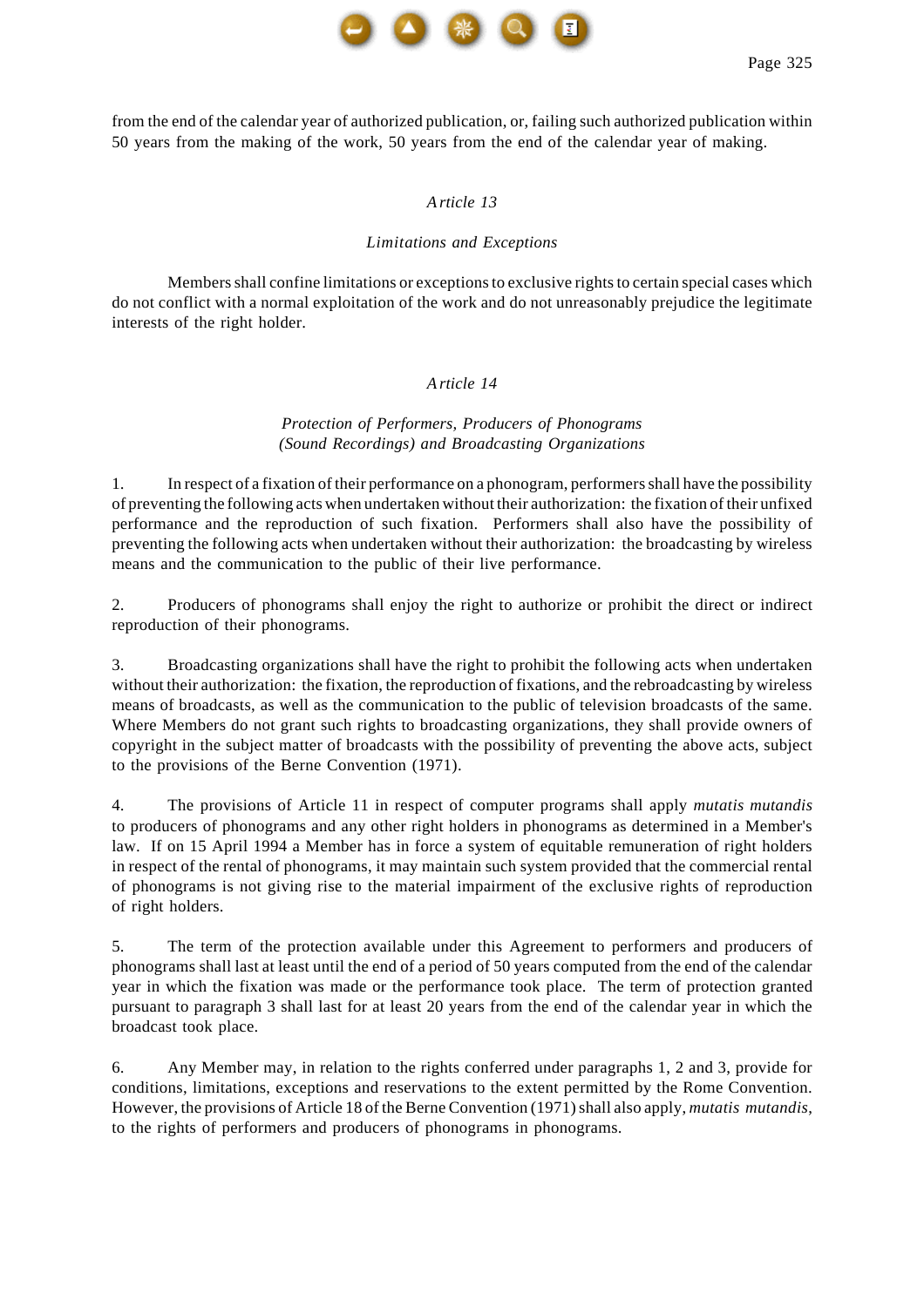from the end of the calendar year of authorized publication, or, failing such authorized publication within 50 years from the making of the work, 50 years from the end of the calendar year of making.

### *Article 13*

### *Limitations and Exceptions*

Members shall confine limitations or exceptions to exclusive rights to certain special cases which do not conflict with a normal exploitation of the work and do not unreasonably prejudice the legitimate interests of the right holder.

### *Article 14*

### *Protection of Performers, Producers of Phonograms (Sound Recordings) and Broadcasting Organizations*

1. In respect of a fixation of their performance on a phonogram, performers shall have the possibility of preventing the following acts when undertaken without their authorization: the fixation of their unfixed performance and the reproduction of such fixation. Performers shall also have the possibility of preventing the following acts when undertaken without their authorization: the broadcasting by wireless means and the communication to the public of their live performance.

2. Producers of phonograms shall enjoy the right to authorize or prohibit the direct or indirect reproduction of their phonograms.

3. Broadcasting organizations shall have the right to prohibit the following acts when undertaken without their authorization: the fixation, the reproduction of fixations, and the rebroadcasting by wireless means of broadcasts, as well as the communication to the public of television broadcasts of the same. Where Members do not grant such rights to broadcasting organizations, they shall provide owners of copyright in the subject matter of broadcasts with the possibility of preventing the above acts, subject to the provisions of the Berne Convention (1971).

4. The provisions of Article 11 in respect of computer programs shall apply *mutatis mutandis* to producers of phonograms and any other right holders in phonograms as determined in a Member's law. If on 15 April 1994 a Member has in force a system of equitable remuneration of right holders in respect of the rental of phonograms, it may maintain such system provided that the commercial rental of phonograms is not giving rise to the material impairment of the exclusive rights of reproduction of right holders.

5. The term of the protection available under this Agreement to performers and producers of phonograms shall last at least until the end of a period of 50 years computed from the end of the calendar year in which the fixation was made or the performance took place. The term of protection granted pursuant to paragraph 3 shall last for at least 20 years from the end of the calendar year in which the broadcast took place.

6. Any Member may, in relation to the rights conferred under paragraphs 1, 2 and 3, provide for conditions, limitations, exceptions and reservations to the extent permitted by the Rome Convention. However, the provisions of Article 18 of the Berne Convention (1971) shall also apply, *mutatis mutandis*, to the rights of performers and producers of phonograms in phonograms.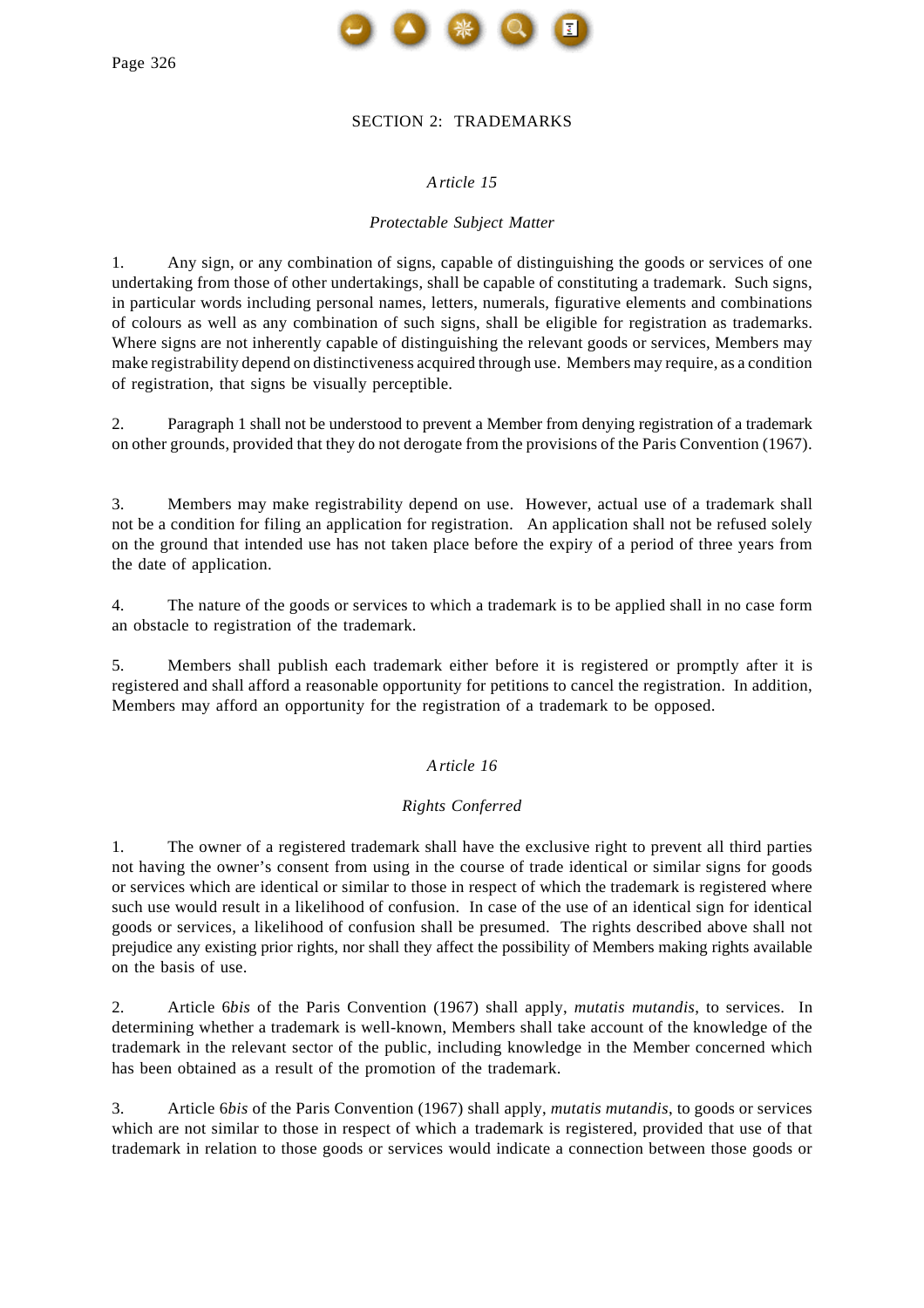## SECTION 2: TRADEMARKS

### *Article 15*

#### *Protectable Subject Matter*

1. Any sign, or any combination of signs, capable of distinguishing the goods or services of one undertaking from those of other undertakings, shall be capable of constituting a trademark. Such signs, in particular words including personal names, letters, numerals, figurative elements and combinations of colours as well as any combination of such signs, shall be eligible for registration as trademarks. Where signs are not inherently capable of distinguishing the relevant goods or services, Members may make registrability depend on distinctiveness acquired through use. Members may require, as a condition of registration, that signs be visually perceptible.

2. Paragraph 1 shall not be understood to prevent a Member from denying registration of a trademark on other grounds, provided that they do not derogate from the provisions of the Paris Convention (1967).

3. Members may make registrability depend on use. However, actual use of a trademark shall not be a condition for filing an application for registration. An application shall not be refused solely on the ground that intended use has not taken place before the expiry of a period of three years from the date of application.

4. The nature of the goods or services to which a trademark is to be applied shall in no case form an obstacle to registration of the trademark.

5. Members shall publish each trademark either before it is registered or promptly after it is registered and shall afford a reasonable opportunity for petitions to cancel the registration. In addition, Members may afford an opportunity for the registration of a trademark to be opposed.

### *Article 16*

#### *Rights Conferred*

1. The owner of a registered trademark shall have the exclusive right to prevent all third parties not having the owner's consent from using in the course of trade identical or similar signs for goods or services which are identical or similar to those in respect of which the trademark is registered where such use would result in a likelihood of confusion. In case of the use of an identical sign for identical goods or services, a likelihood of confusion shall be presumed. The rights described above shall not prejudice any existing prior rights, nor shall they affect the possibility of Members making rights available on the basis of use.

2. Article 6*bis* of the Paris Convention (1967) shall apply, *mutatis mutandis*, to services. In determining whether a trademark is well-known, Members shall take account of the knowledge of the trademark in the relevant sector of the public, including knowledge in the Member concerned which has been obtained as a result of the promotion of the trademark.

3. Article 6*bis* of the Paris Convention (1967) shall apply, *mutatis mutandis*, to goods or services which are not similar to those in respect of which a trademark is registered, provided that use of that trademark in relation to those goods or services would indicate a connection between those goods or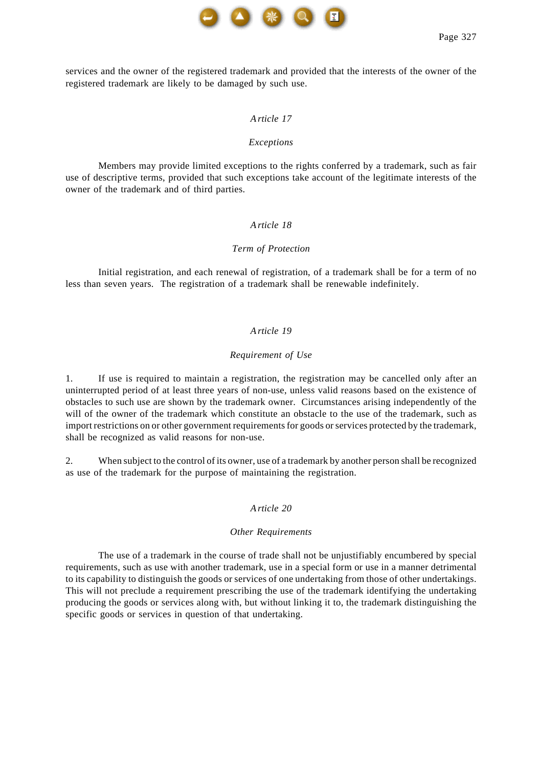services and the owner of the registered trademark and provided that the interests of the owner of the registered trademark are likely to be damaged by such use.

### *Article 17*

#### *Exceptions*

Members may provide limited exceptions to the rights conferred by a trademark, such as fair use of descriptive terms, provided that such exceptions take account of the legitimate interests of the owner of the trademark and of third parties.

### *Article 18*

#### *Term of Protection*

Initial registration, and each renewal of registration, of a trademark shall be for a term of no less than seven years. The registration of a trademark shall be renewable indefinitely.

### *Article 19*

#### *Requirement of Use*

1. If use is required to maintain a registration, the registration may be cancelled only after an uninterrupted period of at least three years of non-use, unless valid reasons based on the existence of obstacles to such use are shown by the trademark owner. Circumstances arising independently of the will of the owner of the trademark which constitute an obstacle to the use of the trademark, such as import restrictions on or other government requirements for goods or services protected by the trademark, shall be recognized as valid reasons for non-use.

2. When subject to the control of its owner, use of a trademark by another person shall be recognized as use of the trademark for the purpose of maintaining the registration.

### *Article 20*

#### *Other Requirements*

The use of a trademark in the course of trade shall not be unjustifiably encumbered by special requirements, such as use with another trademark, use in a special form or use in a manner detrimental to its capability to distinguish the goods or services of one undertaking from those of other undertakings. This will not preclude a requirement prescribing the use of the trademark identifying the undertaking producing the goods or services along with, but without linking it to, the trademark distinguishing the specific goods or services in question of that undertaking.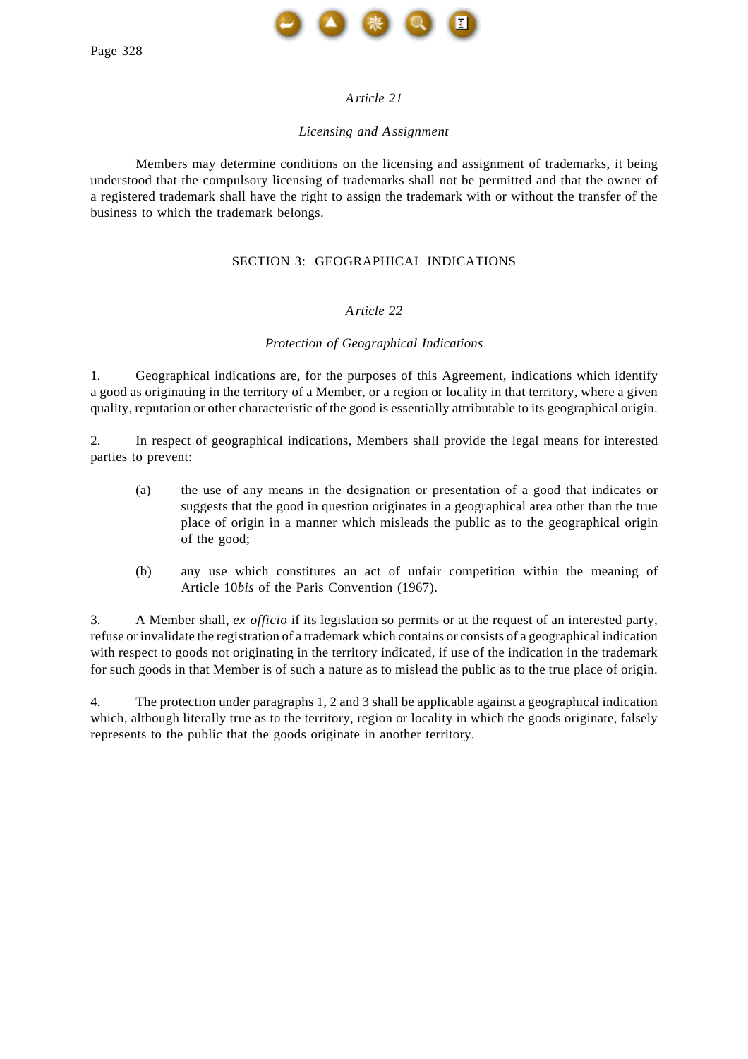### *Article 21*

#### *Licensing and Assignment*

Members may determine conditions on the licensing and assignment of trademarks, it being understood that the compulsory licensing of trademarks shall not be permitted and that the owner of a registered trademark shall have the right to assign the trademark with or without the transfer of the business to which the trademark belongs.

## SECTION 3: GEOGRAPHICAL INDICATIONS

### *Article 22*

#### *Protection of Geographical Indications*

1. Geographical indications are, for the purposes of this Agreement, indications which identify a good as originating in the territory of a Member, or a region or locality in that territory, where a given quality, reputation or other characteristic of the good is essentially attributable to its geographical origin.

2. In respect of geographical indications, Members shall provide the legal means for interested parties to prevent:

   (a) the use of any means in the designation or presentation of a good that indicates or suggests that the good in question originates in a geographical area other than the true place of origin in a manner which misleads the public as to the geographical origin of the good;

   (b) any use which constitutes an act of unfair competition within the meaning of Article 10*bis* of the Paris Convention (1967).

3. A Member shall, *ex officio* if its legislation so permits or at the request of an interested party, refuse or invalidate the registration of a trademark which contains or consists of a geographical indication with respect to goods not originating in the territory indicated, if use of the indication in the trademark for such goods in that Member is of such a nature as to mislead the public as to the true place of origin.

4. The protection under paragraphs 1, 2 and 3 shall be applicable against a geographical indication which, although literally true as to the territory, region or locality in which the goods originate, falsely represents to the public that the goods originate in another territory.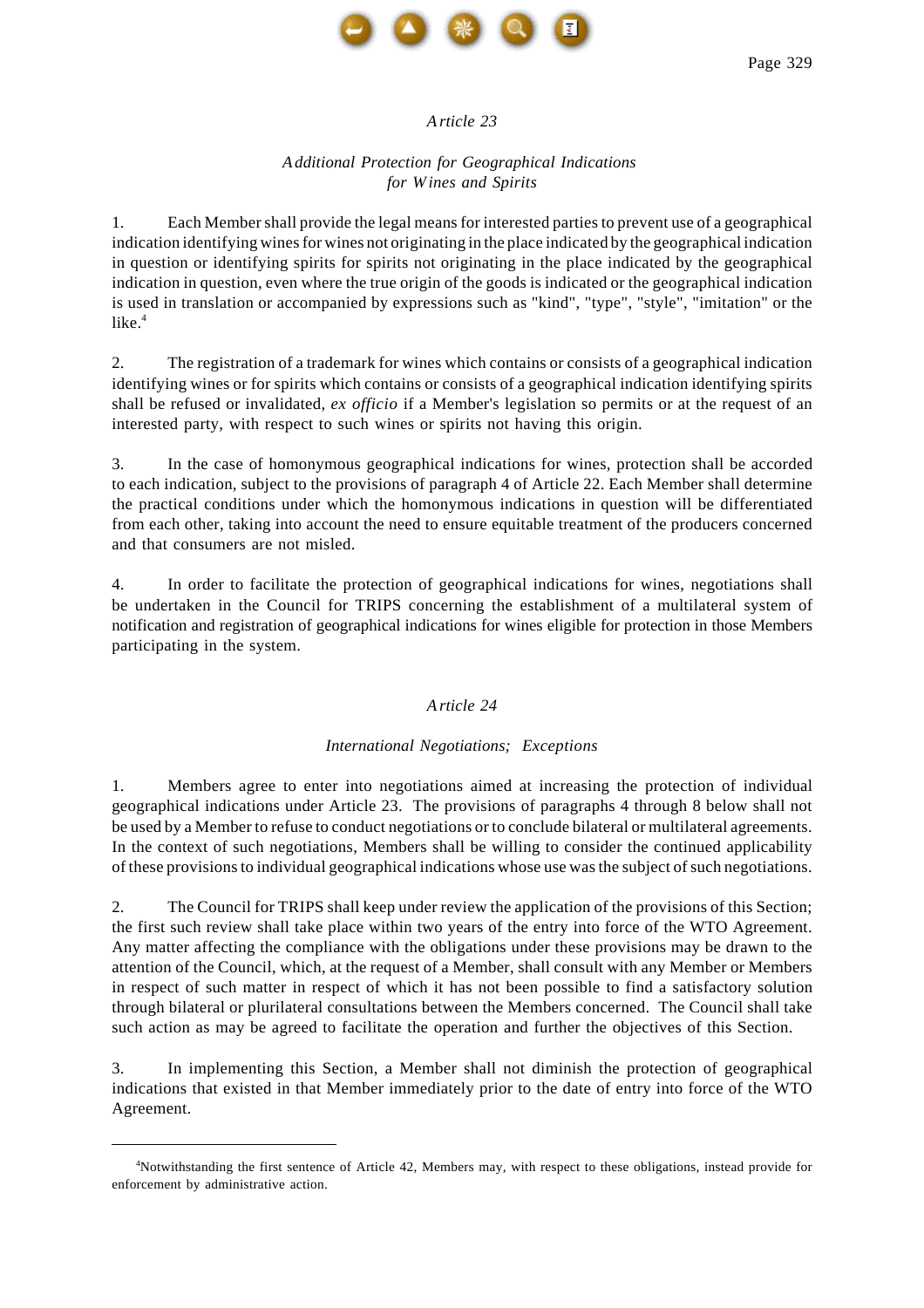## *Article 23*

### *Additional Protection for Geographical Indications for Wines and Spirits*

1. Each Member shall provide the legal means for interested parties to prevent use of a geographical indication identifying wines for wines not originating in the place indicated by the geographical indication in question or identifying spirits for spirits not originating in the place indicated by the geographical indication in question, even where the true origin of the goods is indicated or the geographical indication is used in translation or accompanied by expressions such as "kind", "type", "style", "imitation" or the like.[4]

2. The registration of a trademark for wines which contains or consists of a geographical indication identifying wines or for spirits which contains or consists of a geographical indication identifying spirits shall be refused or invalidated, *ex officio* if a Member's legislation so permits or at the request of an interested party, with respect to such wines or spirits not having this origin.

3. In the case of homonymous geographical indications for wines, protection shall be accorded to each indication, subject to the provisions of paragraph 4 of Article 22. Each Member shall determine the practical conditions under which the homonymous indications in question will be differentiated from each other, taking into account the need to ensure equitable treatment of the producers concerned and that consumers are not misled.

4. In order to facilitate the protection of geographical indications for wines, negotiations shall be undertaken in the Council for TRIPS concerning the establishment of a multilateral system of notification and registration of geographical indications for wines eligible for protection in those Members participating in the system.

## *Article 24*

### *International Negotiations; Exceptions*

1. Members agree to enter into negotiations aimed at increasing the protection of individual geographical indications under Article 23. The provisions of paragraphs 4 through 8 below shall not be used by a Member to refuse to conduct negotiations or to conclude bilateral or multilateral agreements. In the context of such negotiations, Members shall be willing to consider the continued applicability of these provisions to individual geographical indications whose use was the subject of such negotiations.

2. The Council for TRIPS shall keep under review the application of the provisions of this Section; the first such review shall take place within two years of the entry into force of the WTO Agreement. Any matter affecting the compliance with the obligations under these provisions may be drawn to the attention of the Council, which, at the request of a Member, shall consult with any Member or Members in respect of such matter in respect of which it has not been possible to find a satisfactory solution through bilateral or plurilateral consultations between the Members concerned. The Council shall take such action as may be agreed to facilitate the operation and further the objectives of this Section.

3. In implementing this Section, a Member shall not diminish the protection of geographical indications that existed in that Member immediately prior to the date of entry into force of the WTO Agreement.

---

[4]Notwithstanding the first sentence of Article 42, Members may, with respect to these obligations, instead provide for enforcement by administrative action.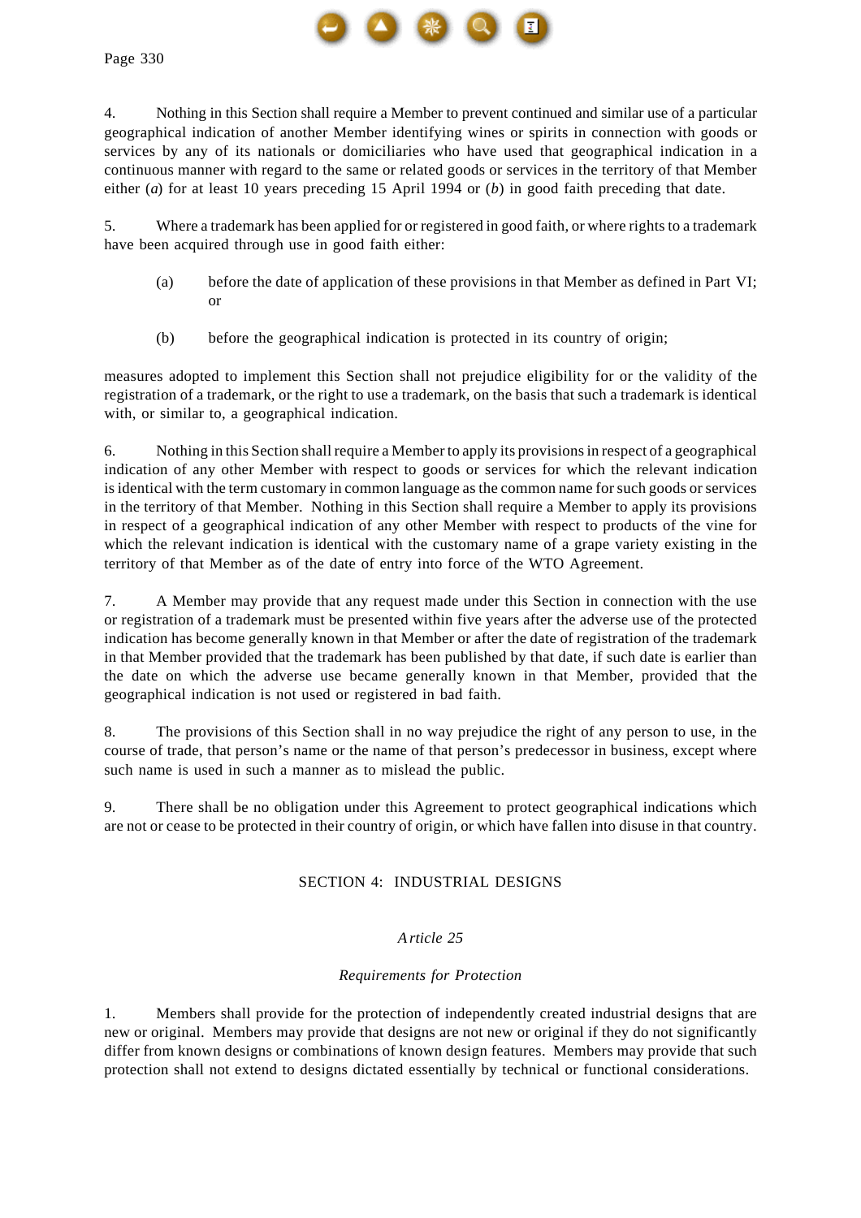4. Nothing in this Section shall require a Member to prevent continued and similar use of a particular geographical indication of another Member identifying wines or spirits in connection with goods or services by any of its nationals or domiciliaries who have used that geographical indication in a continuous manner with regard to the same or related goods or services in the territory of that Member either (*a*) for at least 10 years preceding 15 April 1994 or (*b*) in good faith preceding that date.

5. Where a trademark has been applied for or registered in good faith, or where rights to a trademark have been acquired through use in good faith either:

(a) before the date of application of these provisions in that Member as defined in Part VI; or

(b) before the geographical indication is protected in its country of origin;

measures adopted to implement this Section shall not prejudice eligibility for or the validity of the registration of a trademark, or the right to use a trademark, on the basis that such a trademark is identical with, or similar to, a geographical indication.

6. Nothing in this Section shall require a Member to apply its provisions in respect of a geographical indication of any other Member with respect to goods or services for which the relevant indication is identical with the term customary in common language as the common name for such goods or services in the territory of that Member. Nothing in this Section shall require a Member to apply its provisions in respect of a geographical indication of any other Member with respect to products of the vine for which the relevant indication is identical with the customary name of a grape variety existing in the territory of that Member as of the date of entry into force of the WTO Agreement.

7. A Member may provide that any request made under this Section in connection with the use or registration of a trademark must be presented within five years after the adverse use of the protected indication has become generally known in that Member or after the date of registration of the trademark in that Member provided that the trademark has been published by that date, if such date is earlier than the date on which the adverse use became generally known in that Member, provided that the geographical indication is not used or registered in bad faith.

8. The provisions of this Section shall in no way prejudice the right of any person to use, in the course of trade, that person's name or the name of that person's predecessor in business, except where such name is used in such a manner as to mislead the public.

9. There shall be no obligation under this Agreement to protect geographical indications which are not or cease to be protected in their country of origin, or which have fallen into disuse in that country.

## SECTION 4: INDUSTRIAL DESIGNS

### *Article 25*

### *Requirements for Protection*

1. Members shall provide for the protection of independently created industrial designs that are new or original. Members may provide that designs are not new or original if they do not significantly differ from known designs or combinations of known design features. Members may provide that such protection shall not extend to designs dictated essentially by technical or functional considerations.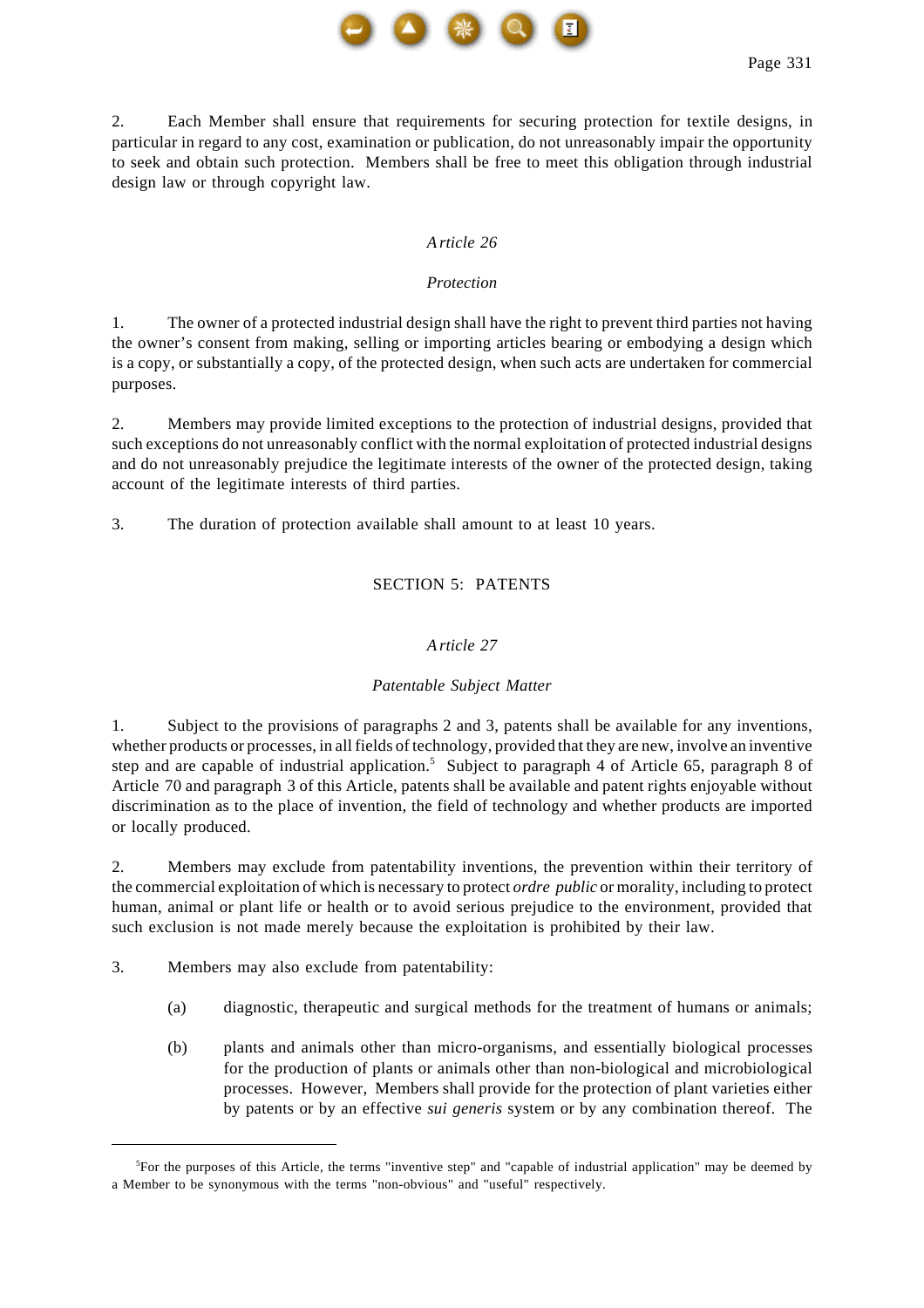2. Each Member shall ensure that requirements for securing protection for textile designs, in particular in regard to any cost, examination or publication, do not unreasonably impair the opportunity to seek and obtain such protection. Members shall be free to meet this obligation through industrial design law or through copyright law.

### *Article 26*

### *Protection*

1. The owner of a protected industrial design shall have the right to prevent third parties not having the owner's consent from making, selling or importing articles bearing or embodying a design which is a copy, or substantially a copy, of the protected design, when such acts are undertaken for commercial purposes.

2. Members may provide limited exceptions to the protection of industrial designs, provided that such exceptions do not unreasonably conflict with the normal exploitation of protected industrial designs and do not unreasonably prejudice the legitimate interests of the owner of the protected design, taking account of the legitimate interests of third parties.

3. The duration of protection available shall amount to at least 10 years.

## SECTION 5: PATENTS

### *Article 27*

### *Patentable Subject Matter*

1. Subject to the provisions of paragraphs 2 and 3, patents shall be available for any inventions, whether products or processes, in all fields of technology, provided that they are new, involve an inventive step and are capable of industrial application.[5] Subject to paragraph 4 of Article 65, paragraph 8 of Article 70 and paragraph 3 of this Article, patents shall be available and patent rights enjoyable without discrimination as to the place of invention, the field of technology and whether products are imported or locally produced.

2. Members may exclude from patentability inventions, the prevention within their territory of the commercial exploitation of which is necessary to protect *ordre public* or morality, including to protect human, animal or plant life or health or to avoid serious prejudice to the environment, provided that such exclusion is not made merely because the exploitation is prohibited by their law.

3. Members may also exclude from patentability:

   (a) diagnostic, therapeutic and surgical methods for the treatment of humans or animals;

   (b) plants and animals other than micro-organisms, and essentially biological processes for the production of plants or animals other than non-biological and microbiological processes. However, Members shall provide for the protection of plant varieties either by patents or by an effective *sui generis* system or by any combination thereof. The

---

[5]For the purposes of this Article, the terms "inventive step" and "capable of industrial application" may be deemed by a Member to be synonymous with the terms "non-obvious" and "useful" respectively.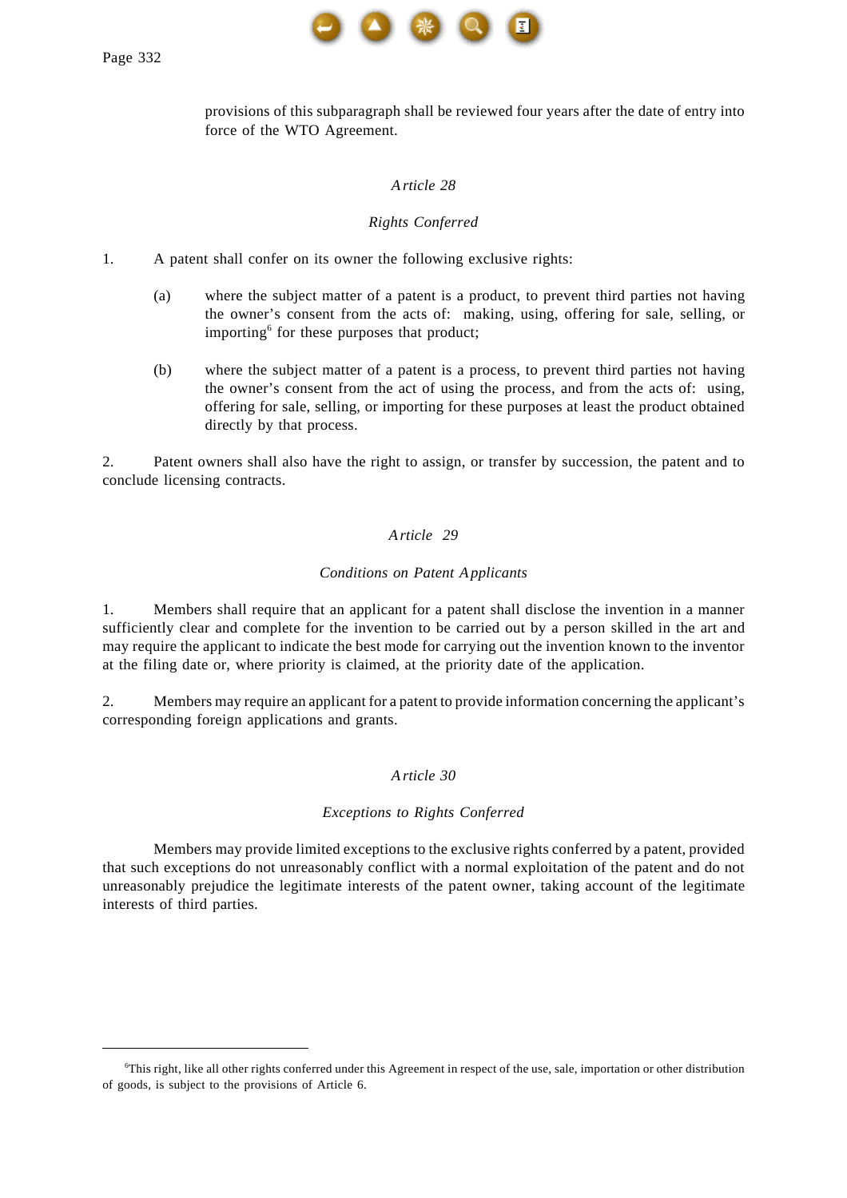provisions of this subparagraph shall be reviewed four years after the date of entry into force of the WTO Agreement.

### *Article 28*

### *Rights Conferred*

1. A patent shall confer on its owner the following exclusive rights:

   (a) where the subject matter of a patent is a product, to prevent third parties not having the owner's consent from the acts of: making, using, offering for sale, selling, or importing[6] for these purposes that product;

   (b) where the subject matter of a patent is a process, to prevent third parties not having the owner's consent from the act of using the process, and from the acts of: using, offering for sale, selling, or importing for these purposes at least the product obtained directly by that process.

2. Patent owners shall also have the right to assign, or transfer by succession, the patent and to conclude licensing contracts.

### *Article 29*

### *Conditions on Patent Applicants*

1. Members shall require that an applicant for a patent shall disclose the invention in a manner sufficiently clear and complete for the invention to be carried out by a person skilled in the art and may require the applicant to indicate the best mode for carrying out the invention known to the inventor at the filing date or, where priority is claimed, at the priority date of the application.

2. Members may require an applicant for a patent to provide information concerning the applicant's corresponding foreign applications and grants.

### *Article 30*

### *Exceptions to Rights Conferred*

Members may provide limited exceptions to the exclusive rights conferred by a patent, provided that such exceptions do not unreasonably conflict with a normal exploitation of the patent and do not unreasonably prejudice the legitimate interests of the patent owner, taking account of the legitimate interests of third parties.

---

[6]This right, like all other rights conferred under this Agreement in respect of the use, sale, importation or other distribution of goods, is subject to the provisions of Article 6.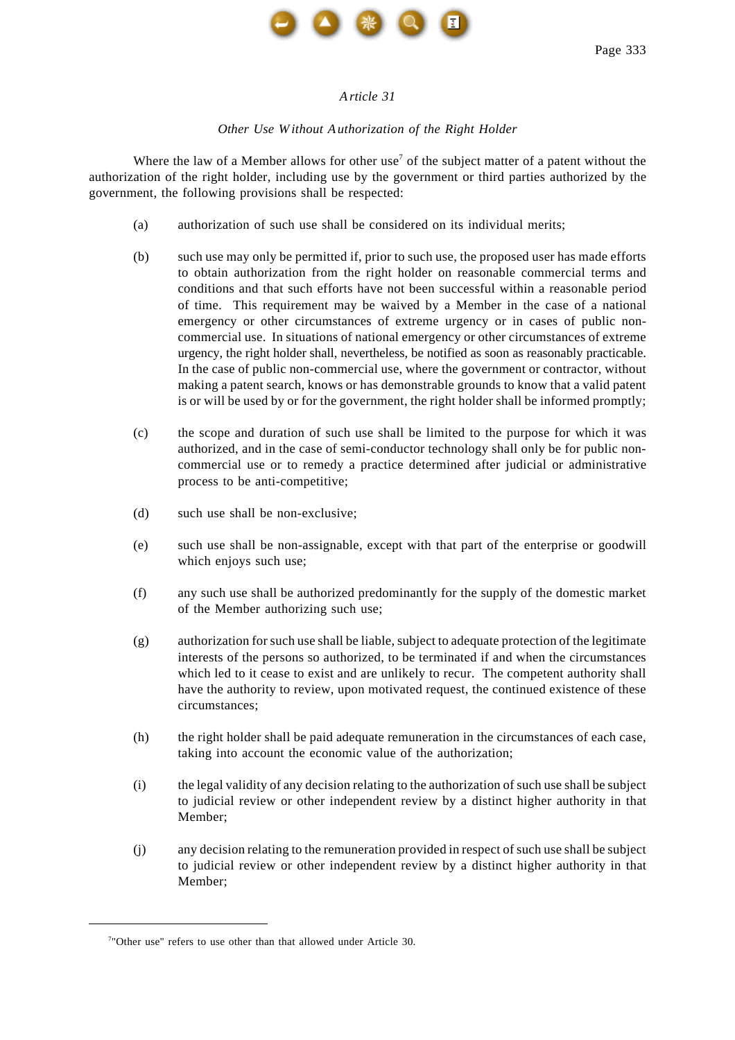## *Article 31*

### *Other Use Without Authorization of the Right Holder*

Where the law of a Member allows for other use[7] of the subject matter of a patent without the authorization of the right holder, including use by the government or third parties authorized by the government, the following provisions shall be respected:

(a) authorization of such use shall be considered on its individual merits;

(b) such use may only be permitted if, prior to such use, the proposed user has made efforts to obtain authorization from the right holder on reasonable commercial terms and conditions and that such efforts have not been successful within a reasonable period of time. This requirement may be waived by a Member in the case of a national emergency or other circumstances of extreme urgency or in cases of public non-commercial use. In situations of national emergency or other circumstances of extreme urgency, the right holder shall, nevertheless, be notified as soon as reasonably practicable. In the case of public non-commercial use, where the government or contractor, without making a patent search, knows or has demonstrable grounds to know that a valid patent is or will be used by or for the government, the right holder shall be informed promptly;

(c) the scope and duration of such use shall be limited to the purpose for which it was authorized, and in the case of semi-conductor technology shall only be for public non-commercial use or to remedy a practice determined after judicial or administrative process to be anti-competitive;

(d) such use shall be non-exclusive;

(e) such use shall be non-assignable, except with that part of the enterprise or goodwill which enjoys such use;

(f) any such use shall be authorized predominantly for the supply of the domestic market of the Member authorizing such use;

(g) authorization for such use shall be liable, subject to adequate protection of the legitimate interests of the persons so authorized, to be terminated if and when the circumstances which led to it cease to exist and are unlikely to recur. The competent authority shall have the authority to review, upon motivated request, the continued existence of these circumstances;

(h) the right holder shall be paid adequate remuneration in the circumstances of each case, taking into account the economic value of the authorization;

(i) the legal validity of any decision relating to the authorization of such use shall be subject to judicial review or other independent review by a distinct higher authority in that Member;

(j) any decision relating to the remuneration provided in respect of such use shall be subject to judicial review or other independent review by a distinct higher authority in that Member;

---

[7]"Other use" refers to use other than that allowed under Article 30.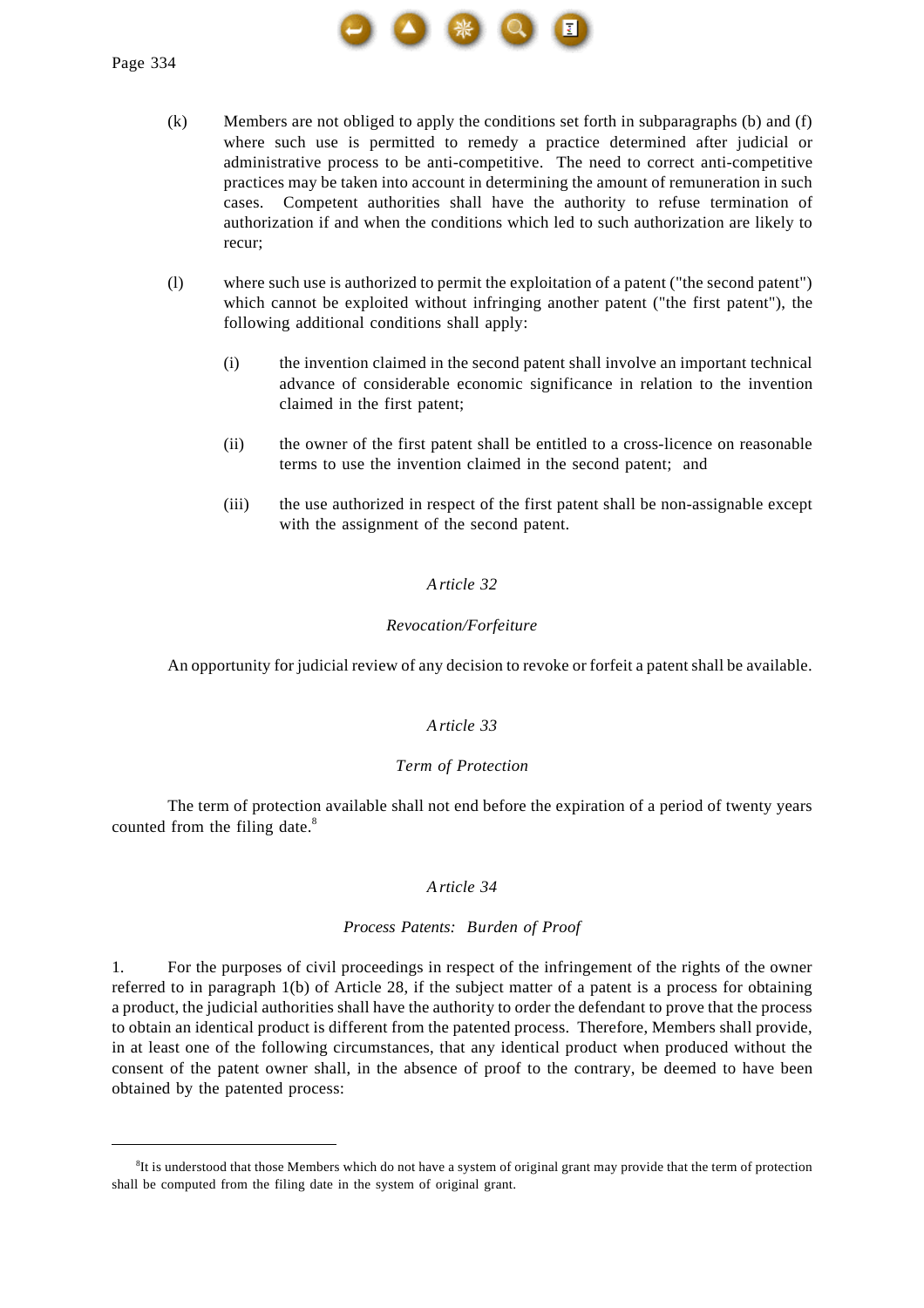(k) Members are not obliged to apply the conditions set forth in subparagraphs (b) and (f) where such use is permitted to remedy a practice determined after judicial or administrative process to be anti-competitive. The need to correct anti-competitive practices may be taken into account in determining the amount of remuneration in such cases. Competent authorities shall have the authority to refuse termination of authorization if and when the conditions which led to such authorization are likely to recur;

(l) where such use is authorized to permit the exploitation of a patent ("the second patent") which cannot be exploited without infringing another patent ("the first patent"), the following additional conditions shall apply:

(i) the invention claimed in the second patent shall involve an important technical advance of considerable economic significance in relation to the invention claimed in the first patent;

(ii) the owner of the first patent shall be entitled to a cross-licence on reasonable terms to use the invention claimed in the second patent; and

(iii) the use authorized in respect of the first patent shall be non-assignable except with the assignment of the second patent.

### *Article 32*

### *Revocation/Forfeiture*

An opportunity for judicial review of any decision to revoke or forfeit a patent shall be available.

### *Article 33*

### *Term of Protection*

The term of protection available shall not end before the expiration of a period of twenty years counted from the filing date.[8]

### *Article 34*

### *Process Patents: Burden of Proof*

1. For the purposes of civil proceedings in respect of the infringement of the rights of the owner referred to in paragraph 1(b) of Article 28, if the subject matter of a patent is a process for obtaining a product, the judicial authorities shall have the authority to order the defendant to prove that the process to obtain an identical product is different from the patented process. Therefore, Members shall provide, in at least one of the following circumstances, that any identical product when produced without the consent of the patent owner shall, in the absence of proof to the contrary, be deemed to have been obtained by the patented process:

---

[8]It is understood that those Members which do not have a system of original grant may provide that the term of protection shall be computed from the filing date in the system of original grant.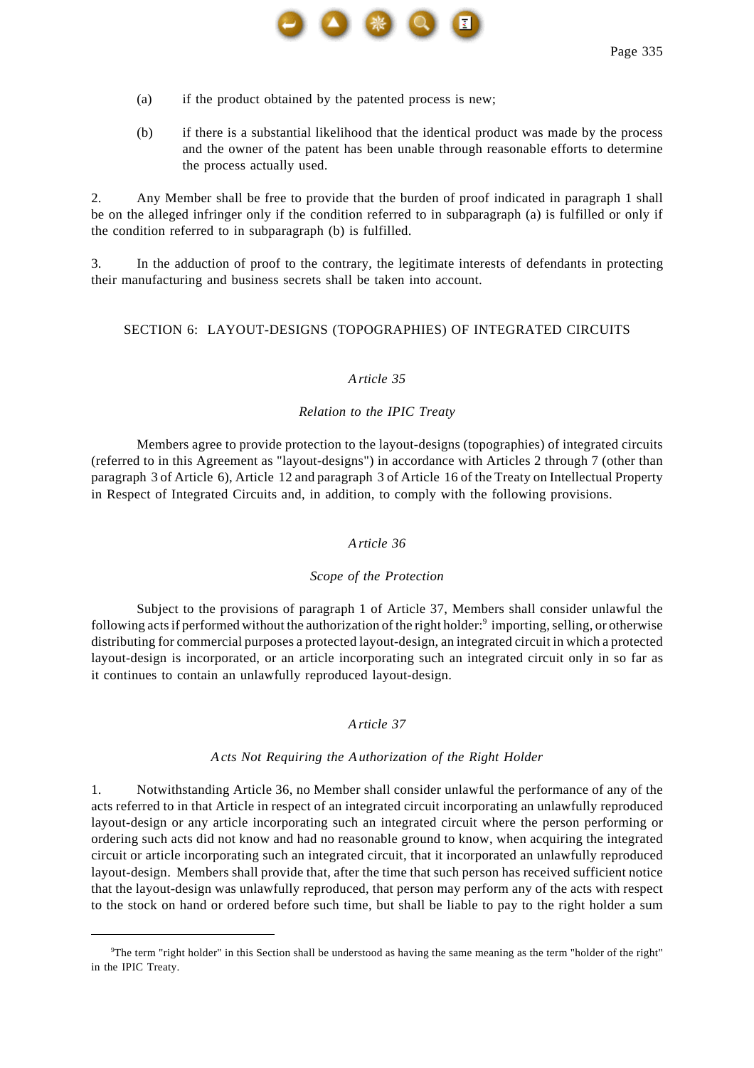(a) if the product obtained by the patented process is new;

(b) if there is a substantial likelihood that the identical product was made by the process and the owner of the patent has been unable through reasonable efforts to determine the process actually used.

2. Any Member shall be free to provide that the burden of proof indicated in paragraph 1 shall be on the alleged infringer only if the condition referred to in subparagraph (a) is fulfilled or only if the condition referred to in subparagraph (b) is fulfilled.

3. In the adduction of proof to the contrary, the legitimate interests of defendants in protecting their manufacturing and business secrets shall be taken into account.

## SECTION 6: LAYOUT-DESIGNS (TOPOGRAPHIES) OF INTEGRATED CIRCUITS

### *Article 35*

#### *Relation to the IPIC Treaty*

Members agree to provide protection to the layout-designs (topographies) of integrated circuits (referred to in this Agreement as "layout-designs") in accordance with Articles 2 through 7 (other than paragraph 3 of Article 6), Article 12 and paragraph 3 of Article 16 of the Treaty on Intellectual Property in Respect of Integrated Circuits and, in addition, to comply with the following provisions.

### *Article 36*

#### *Scope of the Protection*

Subject to the provisions of paragraph 1 of Article 37, Members shall consider unlawful the following acts if performed without the authorization of the right holder:[9] importing, selling, or otherwise distributing for commercial purposes a protected layout-design, an integrated circuit in which a protected layout-design is incorporated, or an article incorporating such an integrated circuit only in so far as it continues to contain an unlawfully reproduced layout-design.

### *Article 37*

#### *Acts Not Requiring the Authorization of the Right Holder*

1. Notwithstanding Article 36, no Member shall consider unlawful the performance of any of the acts referred to in that Article in respect of an integrated circuit incorporating an unlawfully reproduced layout-design or any article incorporating such an integrated circuit where the person performing or ordering such acts did not know and had no reasonable ground to know, when acquiring the integrated circuit or article incorporating such an integrated circuit, that it incorporated an unlawfully reproduced layout-design. Members shall provide that, after the time that such person has received sufficient notice that the layout-design was unlawfully reproduced, that person may perform any of the acts with respect to the stock on hand or ordered before such time, but shall be liable to pay to the right holder a sum

---

[9] The term "right holder" in this Section shall be understood as having the same meaning as the term "holder of the right" in the IPIC Treaty.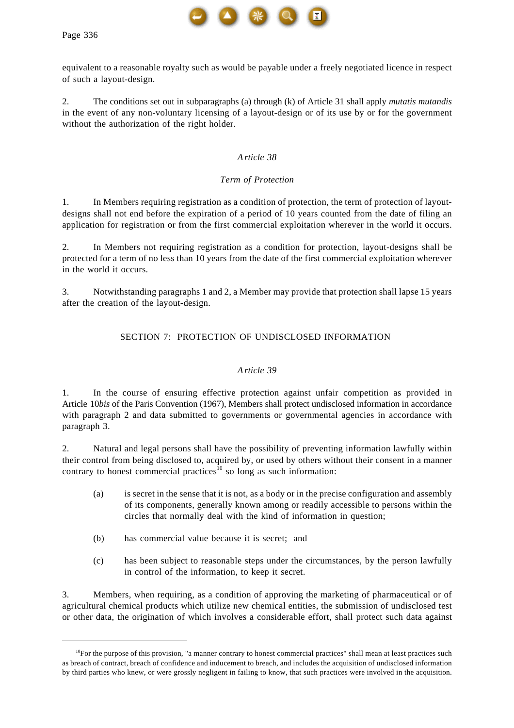equivalent to a reasonable royalty such as would be payable under a freely negotiated licence in respect of such a layout-design.

2. The conditions set out in subparagraphs (a) through (k) of Article 31 shall apply *mutatis mutandis* in the event of any non-voluntary licensing of a layout-design or of its use by or for the government without the authorization of the right holder.

### *Article 38*

### *Term of Protection*

1. In Members requiring registration as a condition of protection, the term of protection of layout-designs shall not end before the expiration of a period of 10 years counted from the date of filing an application for registration or from the first commercial exploitation wherever in the world it occurs.

2. In Members not requiring registration as a condition for protection, layout-designs shall be protected for a term of no less than 10 years from the date of the first commercial exploitation wherever in the world it occurs.

3. Notwithstanding paragraphs 1 and 2, a Member may provide that protection shall lapse 15 years after the creation of the layout-design.

## SECTION 7: PROTECTION OF UNDISCLOSED INFORMATION

### *Article 39*

1. In the course of ensuring effective protection against unfair competition as provided in Article 10*bis* of the Paris Convention (1967), Members shall protect undisclosed information in accordance with paragraph 2 and data submitted to governments or governmental agencies in accordance with paragraph 3.

2. Natural and legal persons shall have the possibility of preventing information lawfully within their control from being disclosed to, acquired by, or used by others without their consent in a manner contrary to honest commercial practices[10] so long as such information:

(a) is secret in the sense that it is not, as a body or in the precise configuration and assembly of its components, generally known among or readily accessible to persons within the circles that normally deal with the kind of information in question;

(b) has commercial value because it is secret; and

(c) has been subject to reasonable steps under the circumstances, by the person lawfully in control of the information, to keep it secret.

3. Members, when requiring, as a condition of approving the marketing of pharmaceutical or of agricultural chemical products which utilize new chemical entities, the submission of undisclosed test or other data, the origination of which involves a considerable effort, shall protect such data against

---

[10]For the purpose of this provision, "a manner contrary to honest commercial practices" shall mean at least practices such as breach of contract, breach of confidence and inducement to breach, and includes the acquisition of undisclosed information by third parties who knew, or were grossly negligent in failing to know, that such practices were involved in the acquisition.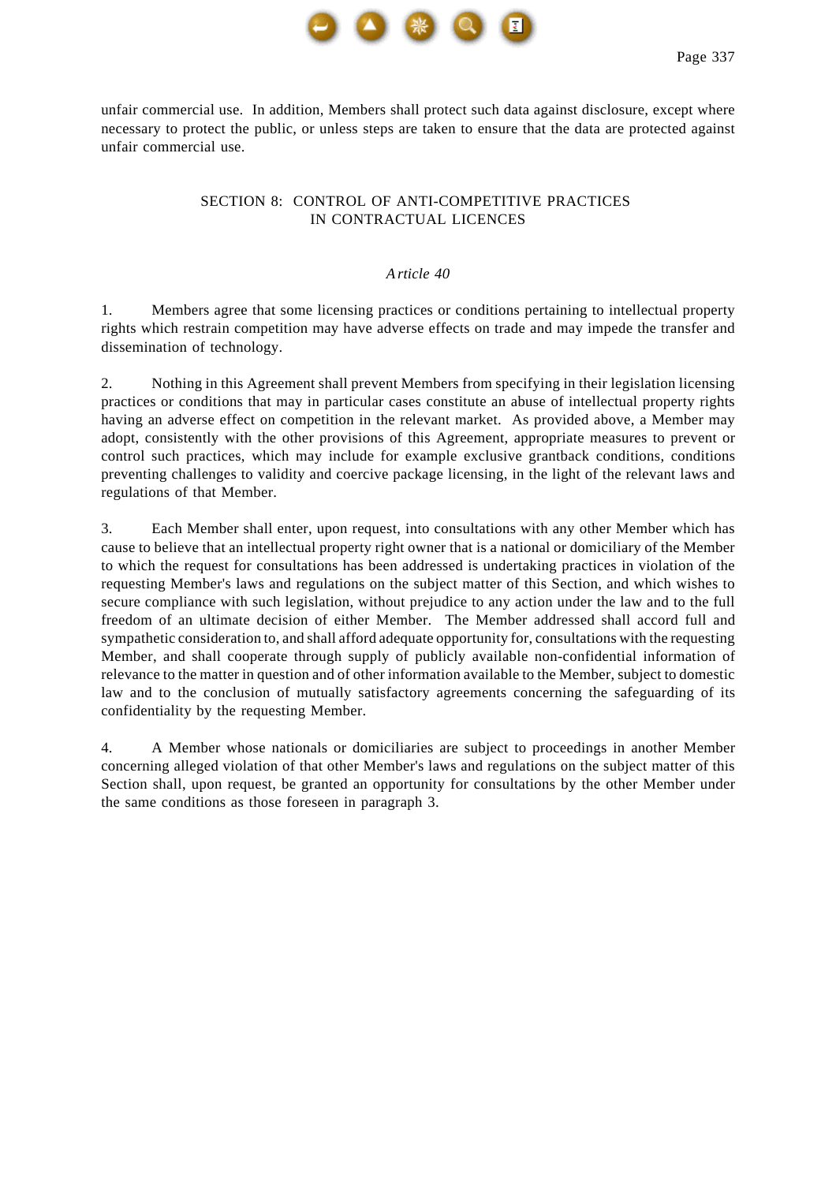unfair commercial use. In addition, Members shall protect such data against disclosure, except where necessary to protect the public, or unless steps are taken to ensure that the data are protected against unfair commercial use.

## SECTION 8: CONTROL OF ANTI-COMPETITIVE PRACTICES IN CONTRACTUAL LICENCES

### *Article 40*

1. Members agree that some licensing practices or conditions pertaining to intellectual property rights which restrain competition may have adverse effects on trade and may impede the transfer and dissemination of technology.

2. Nothing in this Agreement shall prevent Members from specifying in their legislation licensing practices or conditions that may in particular cases constitute an abuse of intellectual property rights having an adverse effect on competition in the relevant market. As provided above, a Member may adopt, consistently with the other provisions of this Agreement, appropriate measures to prevent or control such practices, which may include for example exclusive grantback conditions, conditions preventing challenges to validity and coercive package licensing, in the light of the relevant laws and regulations of that Member.

3. Each Member shall enter, upon request, into consultations with any other Member which has cause to believe that an intellectual property right owner that is a national or domiciliary of the Member to which the request for consultations has been addressed is undertaking practices in violation of the requesting Member's laws and regulations on the subject matter of this Section, and which wishes to secure compliance with such legislation, without prejudice to any action under the law and to the full freedom of an ultimate decision of either Member. The Member addressed shall accord full and sympathetic consideration to, and shall afford adequate opportunity for, consultations with the requesting Member, and shall cooperate through supply of publicly available non-confidential information of relevance to the matter in question and of other information available to the Member, subject to domestic law and to the conclusion of mutually satisfactory agreements concerning the safeguarding of its confidentiality by the requesting Member.

4. A Member whose nationals or domiciliaries are subject to proceedings in another Member concerning alleged violation of that other Member's laws and regulations on the subject matter of this Section shall, upon request, be granted an opportunity for consultations by the other Member under the same conditions as those foreseen in paragraph 3.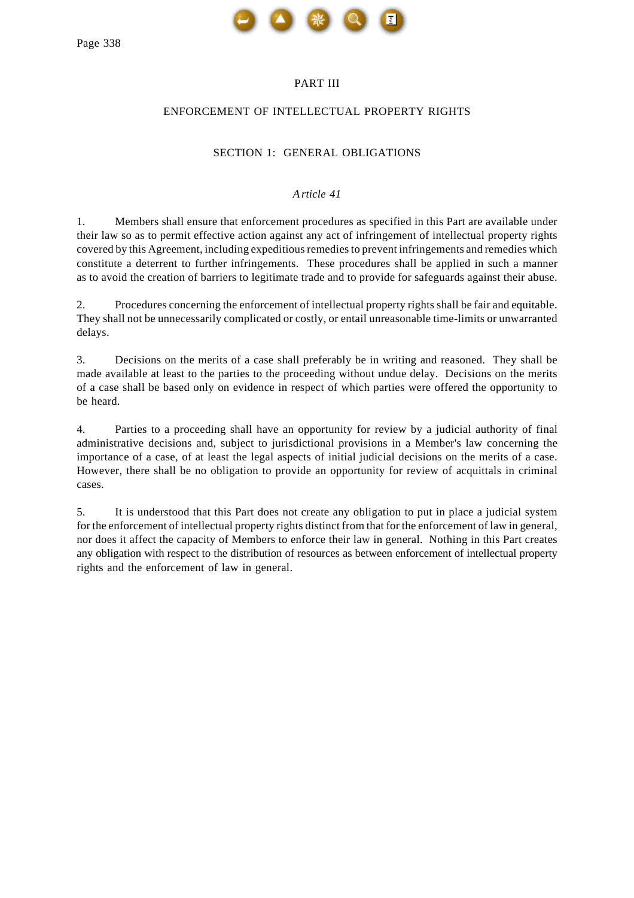# PART III

## ENFORCEMENT OF INTELLECTUAL PROPERTY RIGHTS

### SECTION 1: GENERAL OBLIGATIONS

*Article 41*

1. Members shall ensure that enforcement procedures as specified in this Part are available under their law so as to permit effective action against any act of infringement of intellectual property rights covered by this Agreement, including expeditious remedies to prevent infringements and remedies which constitute a deterrent to further infringements. These procedures shall be applied in such a manner as to avoid the creation of barriers to legitimate trade and to provide for safeguards against their abuse.

2. Procedures concerning the enforcement of intellectual property rights shall be fair and equitable. They shall not be unnecessarily complicated or costly, or entail unreasonable time-limits or unwarranted delays.

3. Decisions on the merits of a case shall preferably be in writing and reasoned. They shall be made available at least to the parties to the proceeding without undue delay. Decisions on the merits of a case shall be based only on evidence in respect of which parties were offered the opportunity to be heard.

4. Parties to a proceeding shall have an opportunity for review by a judicial authority of final administrative decisions and, subject to jurisdictional provisions in a Member's law concerning the importance of a case, of at least the legal aspects of initial judicial decisions on the merits of a case. However, there shall be no obligation to provide an opportunity for review of acquittals in criminal cases.

5. It is understood that this Part does not create any obligation to put in place a judicial system for the enforcement of intellectual property rights distinct from that for the enforcement of law in general, nor does it affect the capacity of Members to enforce their law in general. Nothing in this Part creates any obligation with respect to the distribution of resources as between enforcement of intellectual property rights and the enforcement of law in general.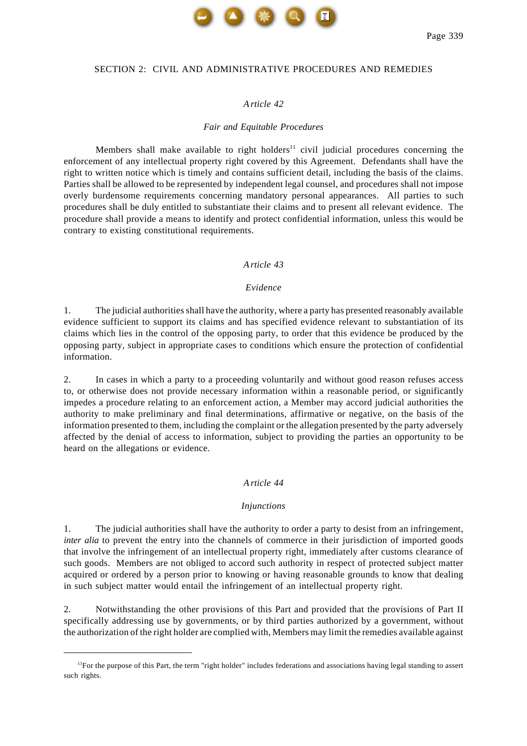SECTION 2: CIVIL AND ADMINISTRATIVE PROCEDURES AND REMEDIES

### *Article 42*

### *Fair and Equitable Procedures*

Members shall make available to right holders[11] civil judicial procedures concerning the enforcement of any intellectual property right covered by this Agreement. Defendants shall have the right to written notice which is timely and contains sufficient detail, including the basis of the claims. Parties shall be allowed to be represented by independent legal counsel, and procedures shall not impose overly burdensome requirements concerning mandatory personal appearances. All parties to such procedures shall be duly entitled to substantiate their claims and to present all relevant evidence. The procedure shall provide a means to identify and protect confidential information, unless this would be contrary to existing constitutional requirements.

### *Article 43*

### *Evidence*

1. The judicial authorities shall have the authority, where a party has presented reasonably available evidence sufficient to support its claims and has specified evidence relevant to substantiation of its claims which lies in the control of the opposing party, to order that this evidence be produced by the opposing party, subject in appropriate cases to conditions which ensure the protection of confidential information.

2. In cases in which a party to a proceeding voluntarily and without good reason refuses access to, or otherwise does not provide necessary information within a reasonable period, or significantly impedes a procedure relating to an enforcement action, a Member may accord judicial authorities the authority to make preliminary and final determinations, affirmative or negative, on the basis of the information presented to them, including the complaint or the allegation presented by the party adversely affected by the denial of access to information, subject to providing the parties an opportunity to be heard on the allegations or evidence.

### *Article 44*

### *Injunctions*

1. The judicial authorities shall have the authority to order a party to desist from an infringement, *inter alia* to prevent the entry into the channels of commerce in their jurisdiction of imported goods that involve the infringement of an intellectual property right, immediately after customs clearance of such goods. Members are not obliged to accord such authority in respect of protected subject matter acquired or ordered by a person prior to knowing or having reasonable grounds to know that dealing in such subject matter would entail the infringement of an intellectual property right.

2. Notwithstanding the other provisions of this Part and provided that the provisions of Part II specifically addressing use by governments, or by third parties authorized by a government, without the authorization of the right holder are complied with, Members may limit the remedies available against

---

[11] For the purpose of this Part, the term "right holder" includes federations and associations having legal standing to assert such rights.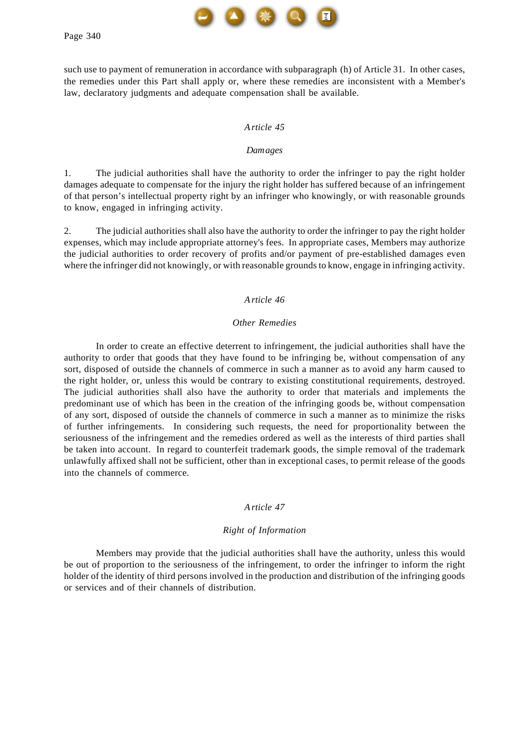such use to payment of remuneration in accordance with subparagraph (h) of Article 31. In other cases, the remedies under this Part shall apply or, where these remedies are inconsistent with a Member's law, declaratory judgments and adequate compensation shall be available.

### *Article 45*

### *Damages*

1. The judicial authorities shall have the authority to order the infringer to pay the right holder damages adequate to compensate for the injury the right holder has suffered because of an infringement of that person's intellectual property right by an infringer who knowingly, or with reasonable grounds to know, engaged in infringing activity.

2. The judicial authorities shall also have the authority to order the infringer to pay the right holder expenses, which may include appropriate attorney's fees. In appropriate cases, Members may authorize the judicial authorities to order recovery of profits and/or payment of pre-established damages even where the infringer did not knowingly, or with reasonable grounds to know, engage in infringing activity.

### *Article 46*

### *Other Remedies*

In order to create an effective deterrent to infringement, the judicial authorities shall have the authority to order that goods that they have found to be infringing be, without compensation of any sort, disposed of outside the channels of commerce in such a manner as to avoid any harm caused to the right holder, or, unless this would be contrary to existing constitutional requirements, destroyed. The judicial authorities shall also have the authority to order that materials and implements the predominant use of which has been in the creation of the infringing goods be, without compensation of any sort, disposed of outside the channels of commerce in such a manner as to minimize the risks of further infringements. In considering such requests, the need for proportionality between the seriousness of the infringement and the remedies ordered as well as the interests of third parties shall be taken into account. In regard to counterfeit trademark goods, the simple removal of the trademark unlawfully affixed shall not be sufficient, other than in exceptional cases, to permit release of the goods into the channels of commerce.

### *Article 47*

### *Right of Information*

Members may provide that the judicial authorities shall have the authority, unless this would be out of proportion to the seriousness of the infringement, to order the infringer to inform the right holder of the identity of third persons involved in the production and distribution of the infringing goods or services and of their channels of distribution.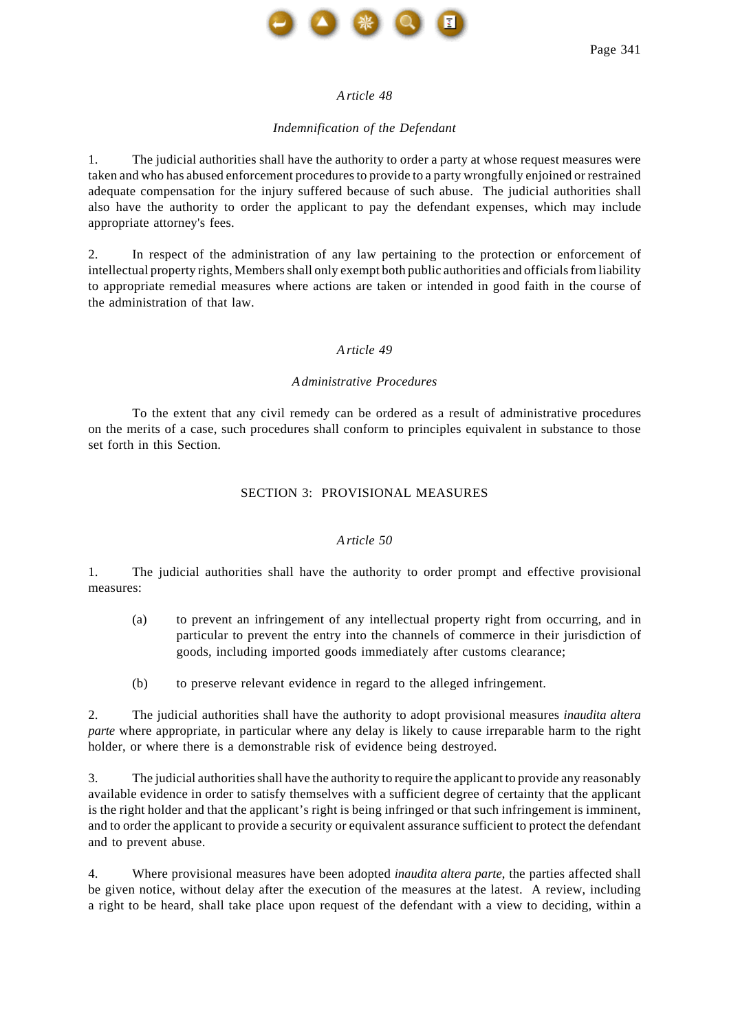### *Article 48*

*Indemnification of the Defendant*

1. The judicial authorities shall have the authority to order a party at whose request measures were taken and who has abused enforcement procedures to provide to a party wrongfully enjoined or restrained adequate compensation for the injury suffered because of such abuse. The judicial authorities shall also have the authority to order the applicant to pay the defendant expenses, which may include appropriate attorney's fees.

2. In respect of the administration of any law pertaining to the protection or enforcement of intellectual property rights, Members shall only exempt both public authorities and officials from liability to appropriate remedial measures where actions are taken or intended in good faith in the course of the administration of that law.

### *Article 49*

*Administrative Procedures*

To the extent that any civil remedy can be ordered as a result of administrative procedures on the merits of a case, such procedures shall conform to principles equivalent in substance to those set forth in this Section.

## SECTION 3: PROVISIONAL MEASURES

### *Article 50*

1. The judicial authorities shall have the authority to order prompt and effective provisional measures:

   (a) to prevent an infringement of any intellectual property right from occurring, and in particular to prevent the entry into the channels of commerce in their jurisdiction of goods, including imported goods immediately after customs clearance;

   (b) to preserve relevant evidence in regard to the alleged infringement.

2. The judicial authorities shall have the authority to adopt provisional measures *inaudita altera parte* where appropriate, in particular where any delay is likely to cause irreparable harm to the right holder, or where there is a demonstrable risk of evidence being destroyed.

3. The judicial authorities shall have the authority to require the applicant to provide any reasonably available evidence in order to satisfy themselves with a sufficient degree of certainty that the applicant is the right holder and that the applicant's right is being infringed or that such infringement is imminent, and to order the applicant to provide a security or equivalent assurance sufficient to protect the defendant and to prevent abuse.

4. Where provisional measures have been adopted *inaudita altera parte*, the parties affected shall be given notice, without delay after the execution of the measures at the latest. A review, including a right to be heard, shall take place upon request of the defendant with a view to deciding, within a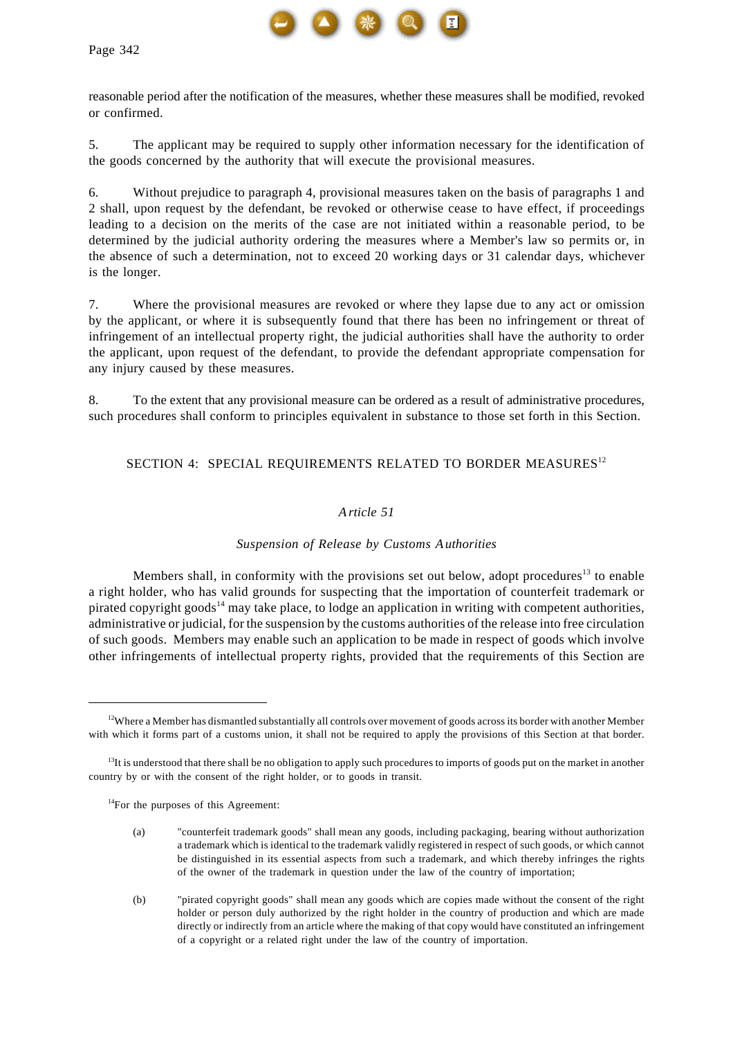reasonable period after the notification of the measures, whether these measures shall be modified, revoked or confirmed.

5. The applicant may be required to supply other information necessary for the identification of the goods concerned by the authority that will execute the provisional measures.

6. Without prejudice to paragraph 4, provisional measures taken on the basis of paragraphs 1 and 2 shall, upon request by the defendant, be revoked or otherwise cease to have effect, if proceedings leading to a decision on the merits of the case are not initiated within a reasonable period, to be determined by the judicial authority ordering the measures where a Member's law so permits or, in the absence of such a determination, not to exceed 20 working days or 31 calendar days, whichever is the longer.

7. Where the provisional measures are revoked or where they lapse due to any act or omission by the applicant, or where it is subsequently found that there has been no infringement or threat of infringement of an intellectual property right, the judicial authorities shall have the authority to order the applicant, upon request of the defendant, to provide the defendant appropriate compensation for any injury caused by these measures.

8. To the extent that any provisional measure can be ordered as a result of administrative procedures, such procedures shall conform to principles equivalent in substance to those set forth in this Section.

## SECTION 4: SPECIAL REQUIREMENTS RELATED TO BORDER MEASURES[12]

### *Article 51*

#### *Suspension of Release by Customs Authorities*

Members shall, in conformity with the provisions set out below, adopt procedures[13] to enable a right holder, who has valid grounds for suspecting that the importation of counterfeit trademark or pirated copyright goods[14] may take place, to lodge an application in writing with competent authorities, administrative or judicial, for the suspension by the customs authorities of the release into free circulation of such goods. Members may enable such an application to be made in respect of goods which involve other infringements of intellectual property rights, provided that the requirements of this Section are

---

[12]Where a Member has dismantled substantially all controls over movement of goods across its border with another Member with which it forms part of a customs union, it shall not be required to apply the provisions of this Section at that border.

[13]It is understood that there shall be no obligation to apply such procedures to imports of goods put on the market in another country by or with the consent of the right holder, or to goods in transit.

[14]For the purposes of this Agreement:

(a) "counterfeit trademark goods" shall mean any goods, including packaging, bearing without authorization a trademark which is identical to the trademark validly registered in respect of such goods, or which cannot be distinguished in its essential aspects from such a trademark, and which thereby infringes the rights of the owner of the trademark in question under the law of the country of importation;

(b) "pirated copyright goods" shall mean any goods which are copies made without the consent of the right holder or person duly authorized by the right holder in the country of production and which are made directly or indirectly from an article where the making of that copy would have constituted an infringement of a copyright or a related right under the law of the country of importation.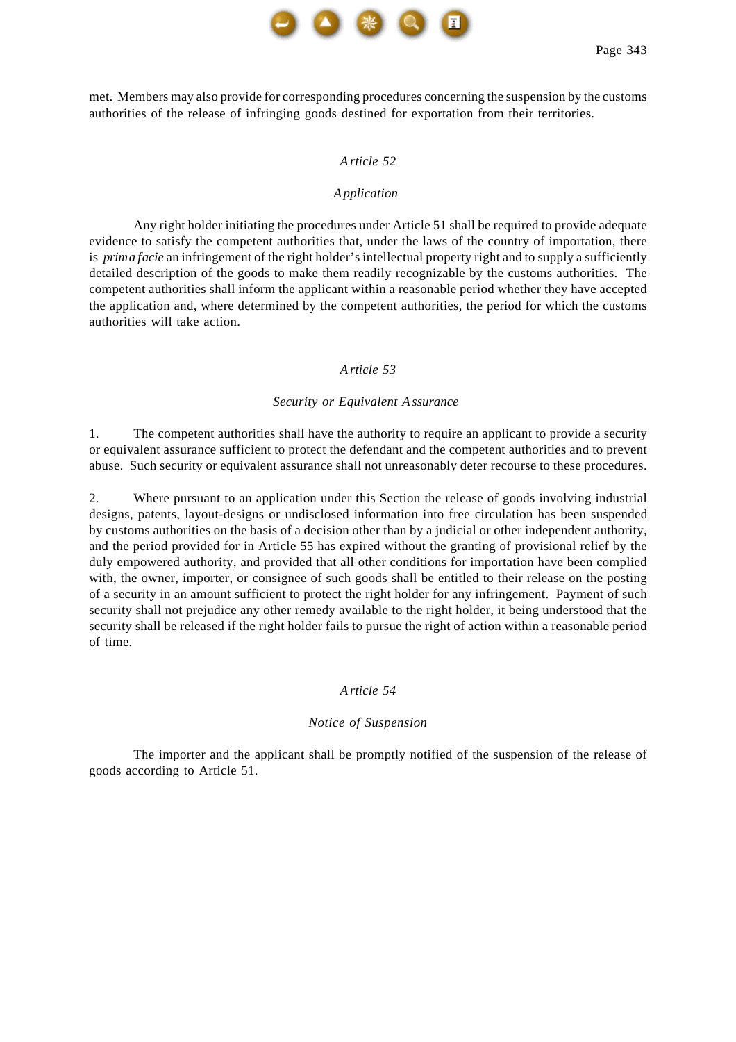met. Members may also provide for corresponding procedures concerning the suspension by the customs authorities of the release of infringing goods destined for exportation from their territories.

### *Article 52*

#### *Application*

Any right holder initiating the procedures under Article 51 shall be required to provide adequate evidence to satisfy the competent authorities that, under the laws of the country of importation, there is *prima facie* an infringement of the right holder's intellectual property right and to supply a sufficiently detailed description of the goods to make them readily recognizable by the customs authorities. The competent authorities shall inform the applicant within a reasonable period whether they have accepted the application and, where determined by the competent authorities, the period for which the customs authorities will take action.

### *Article 53*

#### *Security or Equivalent Assurance*

1. The competent authorities shall have the authority to require an applicant to provide a security or equivalent assurance sufficient to protect the defendant and the competent authorities and to prevent abuse. Such security or equivalent assurance shall not unreasonably deter recourse to these procedures.

2. Where pursuant to an application under this Section the release of goods involving industrial designs, patents, layout-designs or undisclosed information into free circulation has been suspended by customs authorities on the basis of a decision other than by a judicial or other independent authority, and the period provided for in Article 55 has expired without the granting of provisional relief by the duly empowered authority, and provided that all other conditions for importation have been complied with, the owner, importer, or consignee of such goods shall be entitled to their release on the posting of a security in an amount sufficient to protect the right holder for any infringement. Payment of such security shall not prejudice any other remedy available to the right holder, it being understood that the security shall be released if the right holder fails to pursue the right of action within a reasonable period of time.

### *Article 54*

#### *Notice of Suspension*

The importer and the applicant shall be promptly notified of the suspension of the release of goods according to Article 51.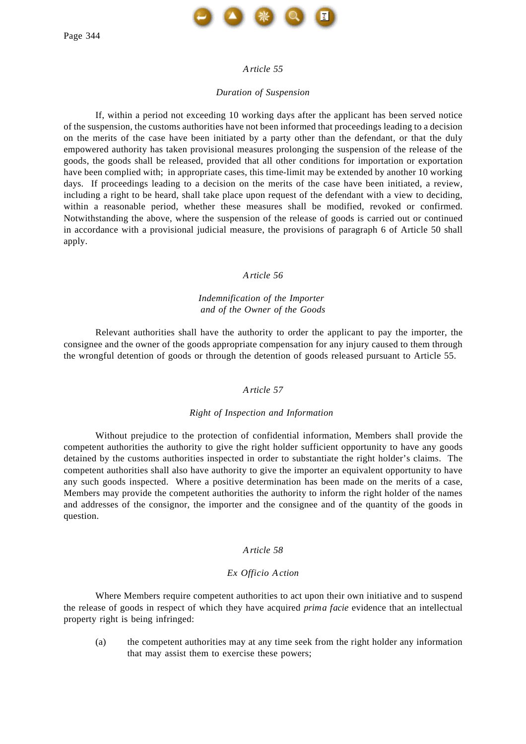### *Article 55*

#### *Duration of Suspension*

If, within a period not exceeding 10 working days after the applicant has been served notice of the suspension, the customs authorities have not been informed that proceedings leading to a decision on the merits of the case have been initiated by a party other than the defendant, or that the duly empowered authority has taken provisional measures prolonging the suspension of the release of the goods, the goods shall be released, provided that all other conditions for importation or exportation have been complied with; in appropriate cases, this time-limit may be extended by another 10 working days. If proceedings leading to a decision on the merits of the case have been initiated, a review, including a right to be heard, shall take place upon request of the defendant with a view to deciding, within a reasonable period, whether these measures shall be modified, revoked or confirmed. Notwithstanding the above, where the suspension of the release of goods is carried out or continued in accordance with a provisional judicial measure, the provisions of paragraph 6 of Article 50 shall apply.

### *Article 56*

#### *Indemnification of the Importer and of the Owner of the Goods*

Relevant authorities shall have the authority to order the applicant to pay the importer, the consignee and the owner of the goods appropriate compensation for any injury caused to them through the wrongful detention of goods or through the detention of goods released pursuant to Article 55.

### *Article 57*

#### *Right of Inspection and Information*

Without prejudice to the protection of confidential information, Members shall provide the competent authorities the authority to give the right holder sufficient opportunity to have any goods detained by the customs authorities inspected in order to substantiate the right holder's claims. The competent authorities shall also have authority to give the importer an equivalent opportunity to have any such goods inspected. Where a positive determination has been made on the merits of a case, Members may provide the competent authorities the authority to inform the right holder of the names and addresses of the consignor, the importer and the consignee and of the quantity of the goods in question.

### *Article 58*

#### *Ex Officio Action*

Where Members require competent authorities to act upon their own initiative and to suspend the release of goods in respect of which they have acquired *prima facie* evidence that an intellectual property right is being infringed:

(a) the competent authorities may at any time seek from the right holder any information that may assist them to exercise these powers;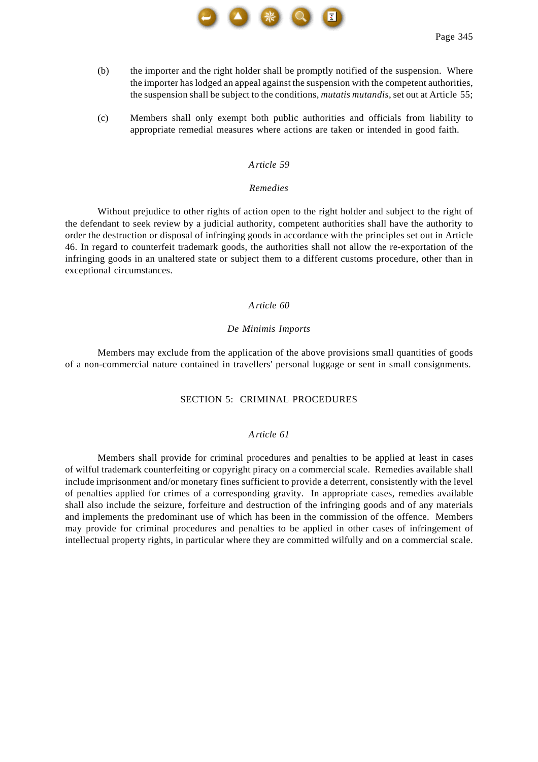(b) the importer and the right holder shall be promptly notified of the suspension. Where the importer has lodged an appeal against the suspension with the competent authorities, the suspension shall be subject to the conditions, *mutatis mutandis*, set out at Article 55;

(c) Members shall only exempt both public authorities and officials from liability to appropriate remedial measures where actions are taken or intended in good faith.

### *Article 59*

### *Remedies*

Without prejudice to other rights of action open to the right holder and subject to the right of the defendant to seek review by a judicial authority, competent authorities shall have the authority to order the destruction or disposal of infringing goods in accordance with the principles set out in Article 46. In regard to counterfeit trademark goods, the authorities shall not allow the re-exportation of the infringing goods in an unaltered state or subject them to a different customs procedure, other than in exceptional circumstances.

### *Article 60*

### *De Minimis Imports*

Members may exclude from the application of the above provisions small quantities of goods of a non-commercial nature contained in travellers' personal luggage or sent in small consignments.

## SECTION 5: CRIMINAL PROCEDURES

### *Article 61*

Members shall provide for criminal procedures and penalties to be applied at least in cases of wilful trademark counterfeiting or copyright piracy on a commercial scale. Remedies available shall include imprisonment and/or monetary fines sufficient to provide a deterrent, consistently with the level of penalties applied for crimes of a corresponding gravity. In appropriate cases, remedies available shall also include the seizure, forfeiture and destruction of the infringing goods and of any materials and implements the predominant use of which has been in the commission of the offence. Members may provide for criminal procedures and penalties to be applied in other cases of infringement of intellectual property rights, in particular where they are committed wilfully and on a commercial scale.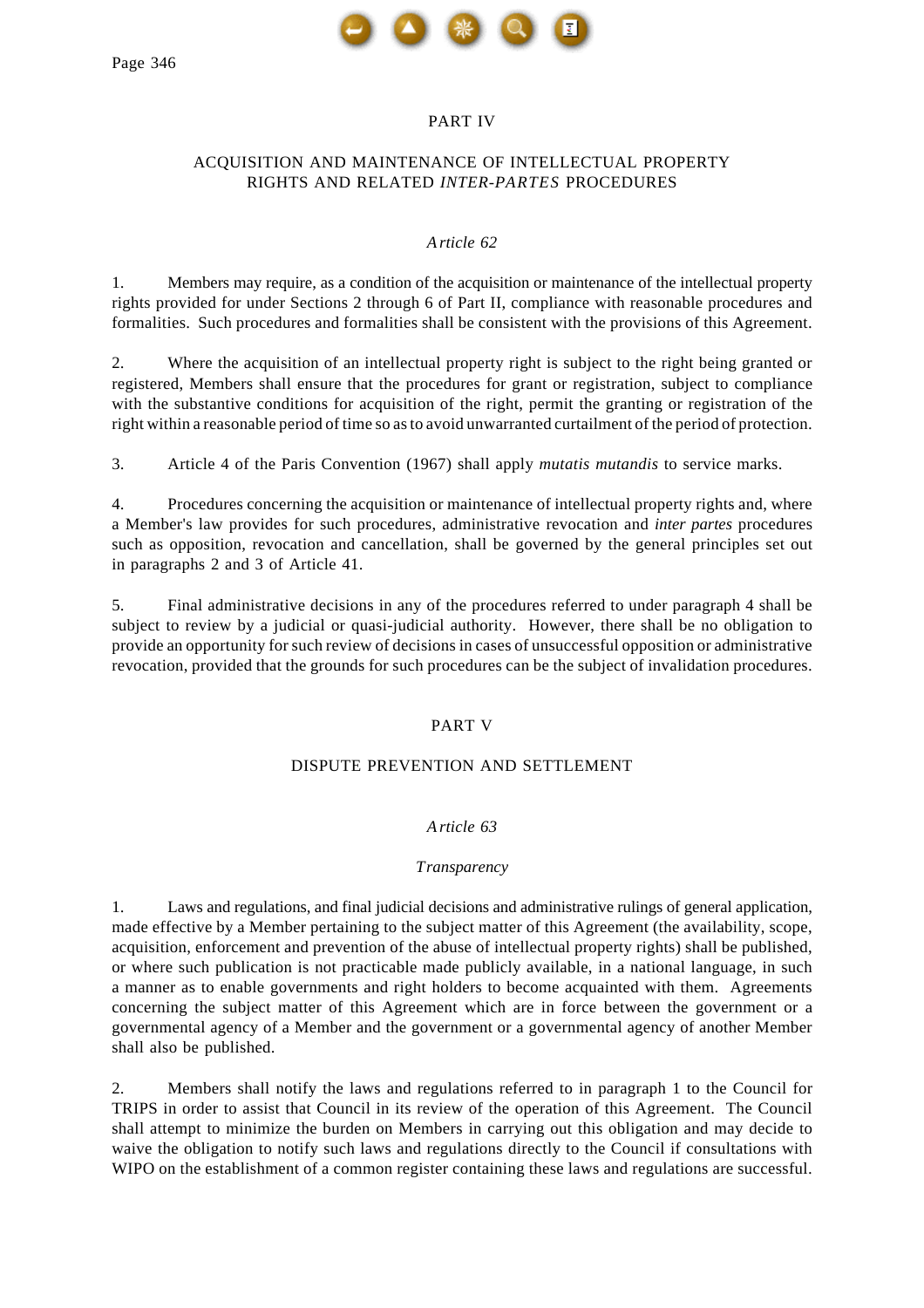# PART IV

## ACQUISITION AND MAINTENANCE OF INTELLECTUAL PROPERTY RIGHTS AND RELATED *INTER-PARTES* PROCEDURES

### *Article 62*

1. Members may require, as a condition of the acquisition or maintenance of the intellectual property rights provided for under Sections 2 through 6 of Part II, compliance with reasonable procedures and formalities. Such procedures and formalities shall be consistent with the provisions of this Agreement.

2. Where the acquisition of an intellectual property right is subject to the right being granted or registered, Members shall ensure that the procedures for grant or registration, subject to compliance with the substantive conditions for acquisition of the right, permit the granting or registration of the right within a reasonable period of time so as to avoid unwarranted curtailment of the period of protection.

3. Article 4 of the Paris Convention (1967) shall apply *mutatis mutandis* to service marks.

4. Procedures concerning the acquisition or maintenance of intellectual property rights and, where a Member's law provides for such procedures, administrative revocation and *inter partes* procedures such as opposition, revocation and cancellation, shall be governed by the general principles set out in paragraphs 2 and 3 of Article 41.

5. Final administrative decisions in any of the procedures referred to under paragraph 4 shall be subject to review by a judicial or quasi-judicial authority. However, there shall be no obligation to provide an opportunity for such review of decisions in cases of unsuccessful opposition or administrative revocation, provided that the grounds for such procedures can be the subject of invalidation procedures.

# PART V

## DISPUTE PREVENTION AND SETTLEMENT

### *Article 63*

#### *Transparency*

1. Laws and regulations, and final judicial decisions and administrative rulings of general application, made effective by a Member pertaining to the subject matter of this Agreement (the availability, scope, acquisition, enforcement and prevention of the abuse of intellectual property rights) shall be published, or where such publication is not practicable made publicly available, in a national language, in such a manner as to enable governments and right holders to become acquainted with them. Agreements concerning the subject matter of this Agreement which are in force between the government or a governmental agency of a Member and the government or a governmental agency of another Member shall also be published.

2. Members shall notify the laws and regulations referred to in paragraph 1 to the Council for TRIPS in order to assist that Council in its review of the operation of this Agreement. The Council shall attempt to minimize the burden on Members in carrying out this obligation and may decide to waive the obligation to notify such laws and regulations directly to the Council if consultations with WIPO on the establishment of a common register containing these laws and regulations are successful.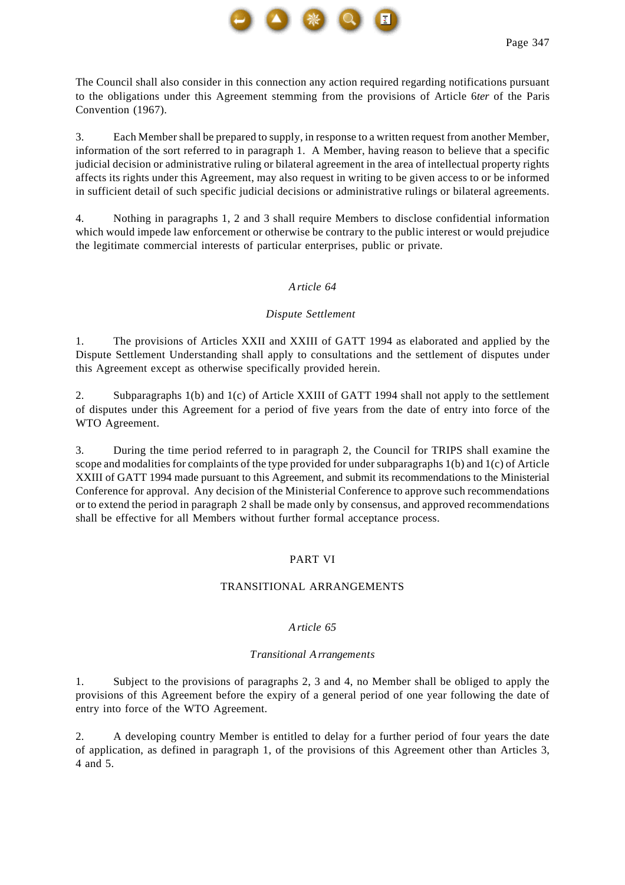The Council shall also consider in this connection any action required regarding notifications pursuant to the obligations under this Agreement stemming from the provisions of Article 6*ter* of the Paris Convention (1967).

3. Each Member shall be prepared to supply, in response to a written request from another Member, information of the sort referred to in paragraph 1. A Member, having reason to believe that a specific judicial decision or administrative ruling or bilateral agreement in the area of intellectual property rights affects its rights under this Agreement, may also request in writing to be given access to or be informed in sufficient detail of such specific judicial decisions or administrative rulings or bilateral agreements.

4. Nothing in paragraphs 1, 2 and 3 shall require Members to disclose confidential information which would impede law enforcement or otherwise be contrary to the public interest or would prejudice the legitimate commercial interests of particular enterprises, public or private.

### *Article 64*

### *Dispute Settlement*

1. The provisions of Articles XXII and XXIII of GATT 1994 as elaborated and applied by the Dispute Settlement Understanding shall apply to consultations and the settlement of disputes under this Agreement except as otherwise specifically provided herein.

2. Subparagraphs 1(b) and 1(c) of Article XXIII of GATT 1994 shall not apply to the settlement of disputes under this Agreement for a period of five years from the date of entry into force of the WTO Agreement.

3. During the time period referred to in paragraph 2, the Council for TRIPS shall examine the scope and modalities for complaints of the type provided for under subparagraphs 1(b) and 1(c) of Article XXIII of GATT 1994 made pursuant to this Agreement, and submit its recommendations to the Ministerial Conference for approval. Any decision of the Ministerial Conference to approve such recommendations or to extend the period in paragraph 2 shall be made only by consensus, and approved recommendations shall be effective for all Members without further formal acceptance process.

## PART VI

## TRANSITIONAL ARRANGEMENTS

### *Article 65*

### *Transitional Arrangements*

1. Subject to the provisions of paragraphs 2, 3 and 4, no Member shall be obliged to apply the provisions of this Agreement before the expiry of a general period of one year following the date of entry into force of the WTO Agreement.

2. A developing country Member is entitled to delay for a further period of four years the date of application, as defined in paragraph 1, of the provisions of this Agreement other than Articles 3, 4 and 5.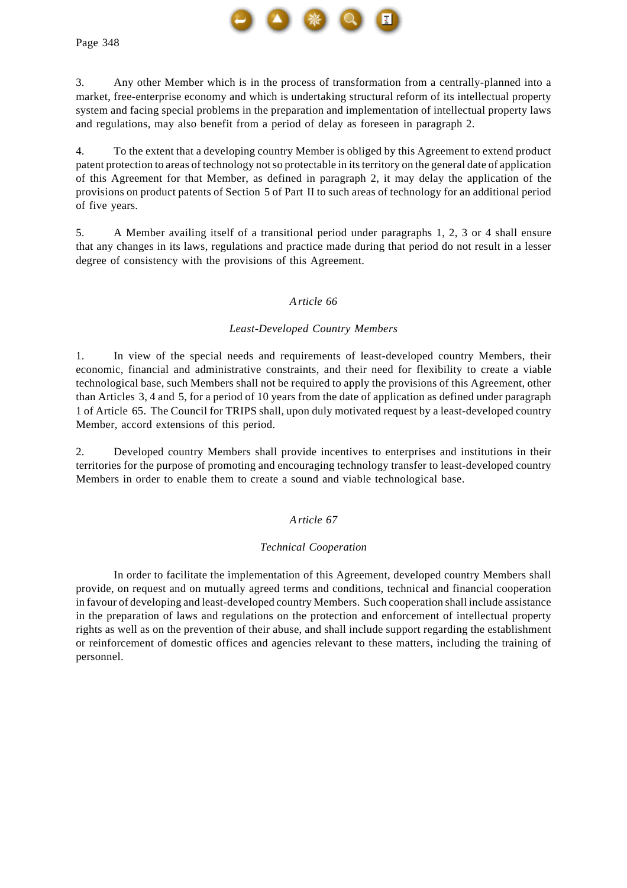3. Any other Member which is in the process of transformation from a centrally-planned into a market, free-enterprise economy and which is undertaking structural reform of its intellectual property system and facing special problems in the preparation and implementation of intellectual property laws and regulations, may also benefit from a period of delay as foreseen in paragraph 2.

4. To the extent that a developing country Member is obliged by this Agreement to extend product patent protection to areas of technology not so protectable in its territory on the general date of application of this Agreement for that Member, as defined in paragraph 2, it may delay the application of the provisions on product patents of Section 5 of Part II to such areas of technology for an additional period of five years.

5. A Member availing itself of a transitional period under paragraphs 1, 2, 3 or 4 shall ensure that any changes in its laws, regulations and practice made during that period do not result in a lesser degree of consistency with the provisions of this Agreement.

### *Article 66*

### *Least-Developed Country Members*

1. In view of the special needs and requirements of least-developed country Members, their economic, financial and administrative constraints, and their need for flexibility to create a viable technological base, such Members shall not be required to apply the provisions of this Agreement, other than Articles 3, 4 and 5, for a period of 10 years from the date of application as defined under paragraph 1 of Article 65. The Council for TRIPS shall, upon duly motivated request by a least-developed country Member, accord extensions of this period.

2. Developed country Members shall provide incentives to enterprises and institutions in their territories for the purpose of promoting and encouraging technology transfer to least-developed country Members in order to enable them to create a sound and viable technological base.

### *Article 67*

### *Technical Cooperation*

In order to facilitate the implementation of this Agreement, developed country Members shall provide, on request and on mutually agreed terms and conditions, technical and financial cooperation in favour of developing and least-developed country Members. Such cooperation shall include assistance in the preparation of laws and regulations on the protection and enforcement of intellectual property rights as well as on the prevention of their abuse, and shall include support regarding the establishment or reinforcement of domestic offices and agencies relevant to these matters, including the training of personnel.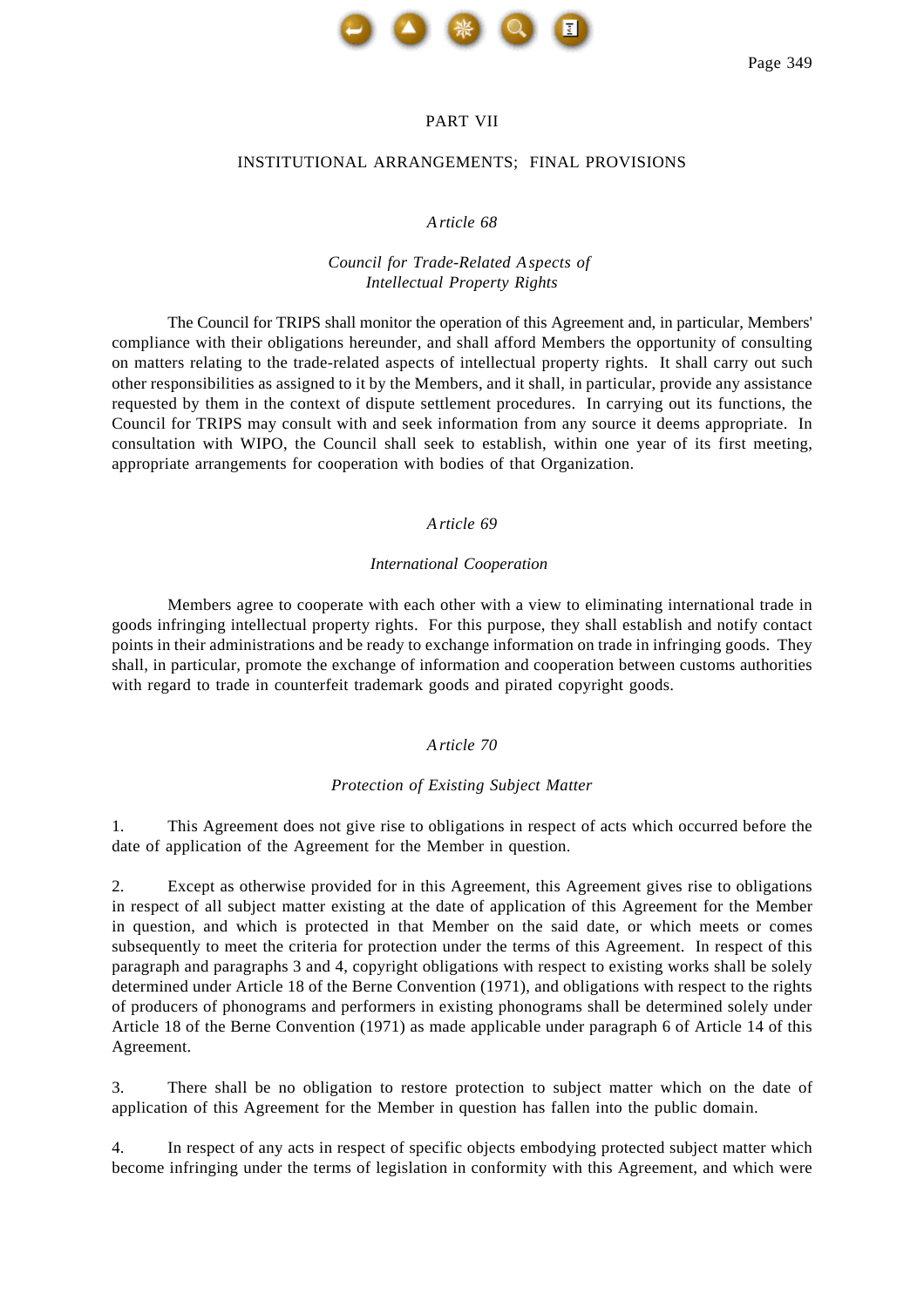## PART VII

## INSTITUTIONAL ARRANGEMENTS; FINAL PROVISIONS

### *Article 68*

### *Council for Trade-Related Aspects of Intellectual Property Rights*

The Council for TRIPS shall monitor the operation of this Agreement and, in particular, Members' compliance with their obligations hereunder, and shall afford Members the opportunity of consulting on matters relating to the trade-related aspects of intellectual property rights. It shall carry out such other responsibilities as assigned to it by the Members, and it shall, in particular, provide any assistance requested by them in the context of dispute settlement procedures. In carrying out its functions, the Council for TRIPS may consult with and seek information from any source it deems appropriate. In consultation with WIPO, the Council shall seek to establish, within one year of its first meeting, appropriate arrangements for cooperation with bodies of that Organization.

### *Article 69*

### *International Cooperation*

Members agree to cooperate with each other with a view to eliminating international trade in goods infringing intellectual property rights. For this purpose, they shall establish and notify contact points in their administrations and be ready to exchange information on trade in infringing goods. They shall, in particular, promote the exchange of information and cooperation between customs authorities with regard to trade in counterfeit trademark goods and pirated copyright goods.

### *Article 70*

### *Protection of Existing Subject Matter*

1. This Agreement does not give rise to obligations in respect of acts which occurred before the date of application of the Agreement for the Member in question.

2. Except as otherwise provided for in this Agreement, this Agreement gives rise to obligations in respect of all subject matter existing at the date of application of this Agreement for the Member in question, and which is protected in that Member on the said date, or which meets or comes subsequently to meet the criteria for protection under the terms of this Agreement. In respect of this paragraph and paragraphs 3 and 4, copyright obligations with respect to existing works shall be solely determined under Article 18 of the Berne Convention (1971), and obligations with respect to the rights of producers of phonograms and performers in existing phonograms shall be determined solely under Article 18 of the Berne Convention (1971) as made applicable under paragraph 6 of Article 14 of this Agreement.

3. There shall be no obligation to restore protection to subject matter which on the date of application of this Agreement for the Member in question has fallen into the public domain.

4. In respect of any acts in respect of specific objects embodying protected subject matter which become infringing under the terms of legislation in conformity with this Agreement, and which were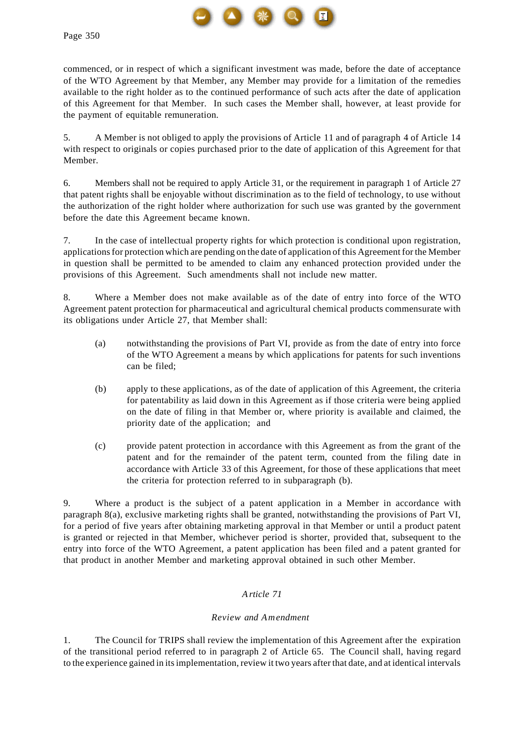commenced, or in respect of which a significant investment was made, before the date of acceptance of the WTO Agreement by that Member, any Member may provide for a limitation of the remedies available to the right holder as to the continued performance of such acts after the date of application of this Agreement for that Member. In such cases the Member shall, however, at least provide for the payment of equitable remuneration.

5. A Member is not obliged to apply the provisions of Article 11 and of paragraph 4 of Article 14 with respect to originals or copies purchased prior to the date of application of this Agreement for that Member.

6. Members shall not be required to apply Article 31, or the requirement in paragraph 1 of Article 27 that patent rights shall be enjoyable without discrimination as to the field of technology, to use without the authorization of the right holder where authorization for such use was granted by the government before the date this Agreement became known.

7. In the case of intellectual property rights for which protection is conditional upon registration, applications for protection which are pending on the date of application of this Agreement for the Member in question shall be permitted to be amended to claim any enhanced protection provided under the provisions of this Agreement. Such amendments shall not include new matter.

8. Where a Member does not make available as of the date of entry into force of the WTO Agreement patent protection for pharmaceutical and agricultural chemical products commensurate with its obligations under Article 27, that Member shall:

(a) notwithstanding the provisions of Part VI, provide as from the date of entry into force of the WTO Agreement a means by which applications for patents for such inventions can be filed;

(b) apply to these applications, as of the date of application of this Agreement, the criteria for patentability as laid down in this Agreement as if those criteria were being applied on the date of filing in that Member or, where priority is available and claimed, the priority date of the application; and

(c) provide patent protection in accordance with this Agreement as from the grant of the patent and for the remainder of the patent term, counted from the filing date in accordance with Article 33 of this Agreement, for those of these applications that meet the criteria for protection referred to in subparagraph (b).

9. Where a product is the subject of a patent application in a Member in accordance with paragraph 8(a), exclusive marketing rights shall be granted, notwithstanding the provisions of Part VI, for a period of five years after obtaining marketing approval in that Member or until a product patent is granted or rejected in that Member, whichever period is shorter, provided that, subsequent to the entry into force of the WTO Agreement, a patent application has been filed and a patent granted for that product in another Member and marketing approval obtained in such other Member.

## *Article 71*

### *Review and Amendment*

1. The Council for TRIPS shall review the implementation of this Agreement after the expiration of the transitional period referred to in paragraph 2 of Article 65. The Council shall, having regard to the experience gained in its implementation, review it two years after that date, and at identical intervals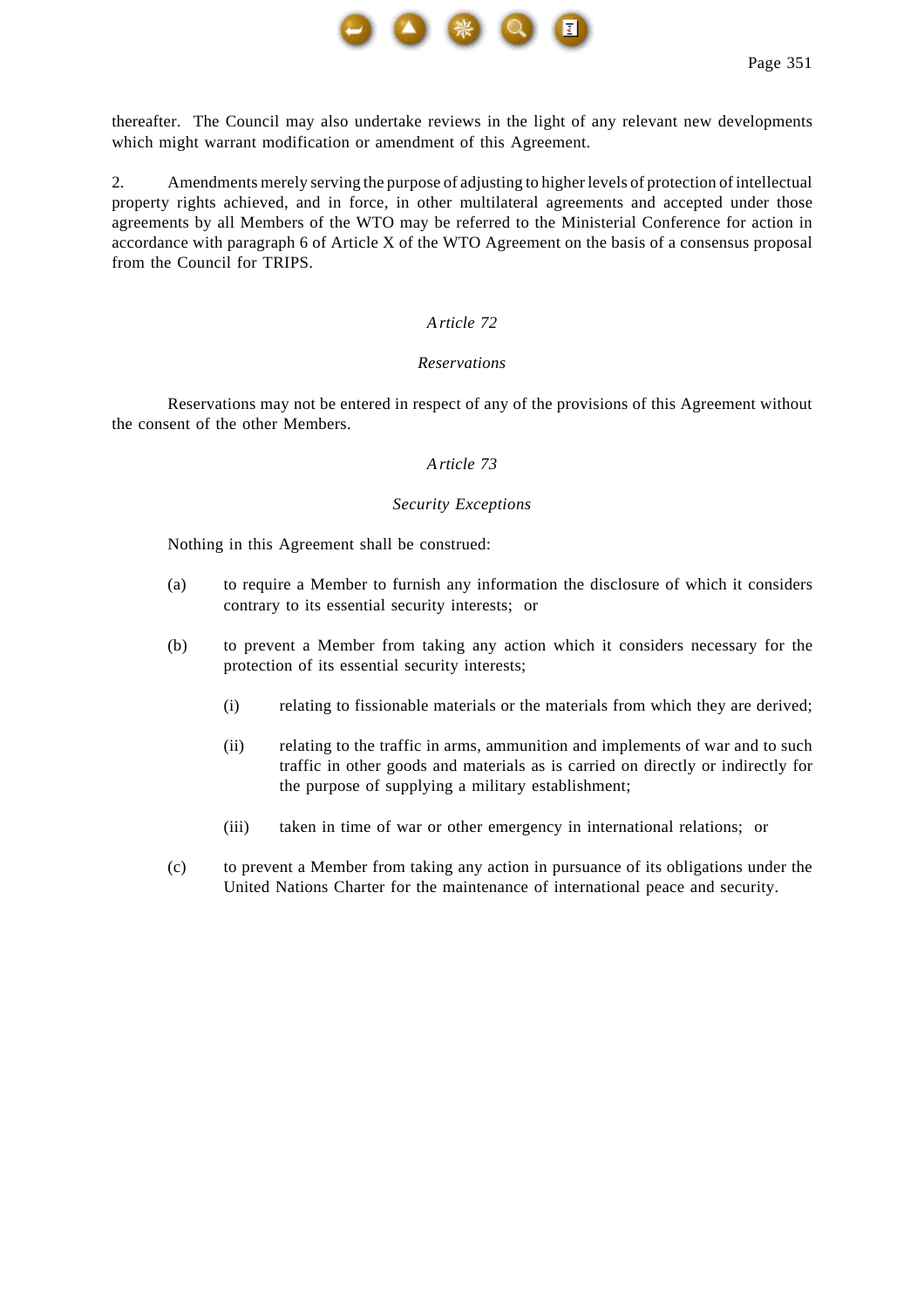thereafter. The Council may also undertake reviews in the light of any relevant new developments which might warrant modification or amendment of this Agreement.

2. Amendments merely serving the purpose of adjusting to higher levels of protection of intellectual property rights achieved, and in force, in other multilateral agreements and accepted under those agreements by all Members of the WTO may be referred to the Ministerial Conference for action in accordance with paragraph 6 of Article X of the WTO Agreement on the basis of a consensus proposal from the Council for TRIPS.

### *Article 72*

### *Reservations*

Reservations may not be entered in respect of any of the provisions of this Agreement without the consent of the other Members.

### *Article 73*

### *Security Exceptions*

Nothing in this Agreement shall be construed:

(a) to require a Member to furnish any information the disclosure of which it considers contrary to its essential security interests; or

(b) to prevent a Member from taking any action which it considers necessary for the protection of its essential security interests;

   (i) relating to fissionable materials or the materials from which they are derived;

   (ii) relating to the traffic in arms, ammunition and implements of war and to such traffic in other goods and materials as is carried on directly or indirectly for the purpose of supplying a military establishment;

   (iii) taken in time of war or other emergency in international relations; or

(c) to prevent a Member from taking any action in pursuance of its obligations under the United Nations Charter for the maintenance of international peace and security.